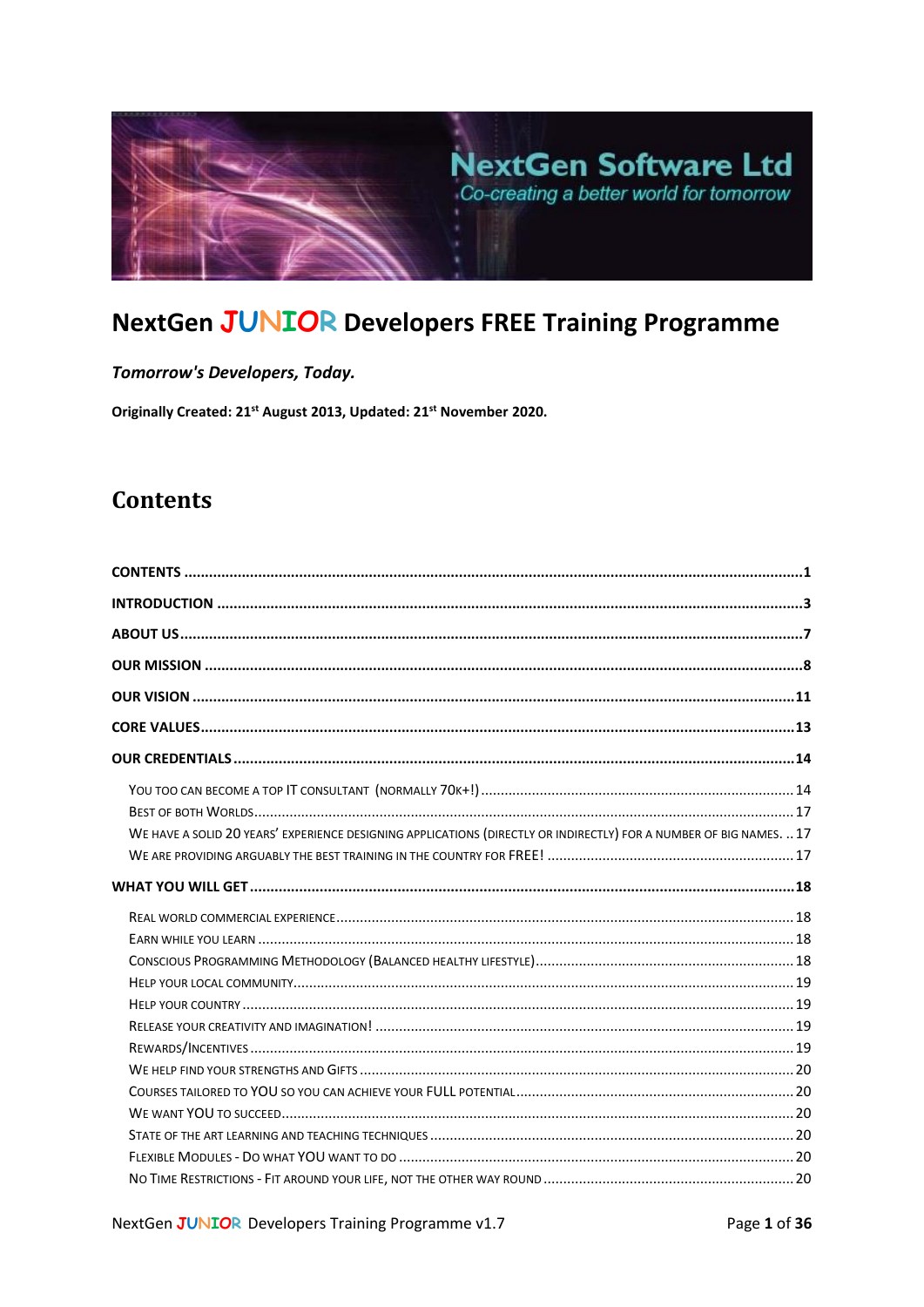NextGen Software Ltd

*Co-creating a better world for tomorrow*

# NextGen JUNIOR Developers FREE Training Programme

***Tomorrow's Developers, Today.***

**Originally Created: 21st August 2013, Updated: 21st November 2020.**

## Contents

**CONTENTS** ..... **1**

**INTRODUCTION** ..... **3**

**ABOUT US** ..... **7**

**OUR MISSION** ..... **8**

**OUR VISION** ..... **11**

**CORE VALUES** ..... **13**

**OUR CREDENTIALS** ..... **14**

- YOU TOO CAN BECOME A TOP IT CONSULTANT (NORMALLY 70K+!) ..... 14
- BEST OF BOTH WORLDS ..... 17
- WE HAVE A SOLID 20 YEARS' EXPERIENCE DESIGNING APPLICATIONS (DIRECTLY OR INDIRECTLY) FOR A NUMBER OF BIG NAMES. ..... 17
- WE ARE PROVIDING ARGUABLY THE BEST TRAINING IN THE COUNTRY FOR FREE! ..... 17

**WHAT YOU WILL GET** ..... **18**

- REAL WORLD COMMERCIAL EXPERIENCE ..... 18
- EARN WHILE YOU LEARN ..... 18
- CONSCIOUS PROGRAMMING METHODOLOGY (BALANCED HEALTHY LIFESTYLE) ..... 18
- HELP YOUR LOCAL COMMUNITY ..... 19
- HELP YOUR COUNTRY ..... 19
- RELEASE YOUR CREATIVITY AND IMAGINATION! ..... 19
- REWARDS/INCENTIVES ..... 19
- WE HELP FIND YOUR STRENGTHS AND GIFTS ..... 20
- COURSES TAILORED TO YOU SO YOU CAN ACHIEVE YOUR FULL POTENTIAL ..... 20
- WE WANT YOU TO SUCCEED ..... 20
- STATE OF THE ART LEARNING AND TEACHING TECHNIQUES ..... 20
- FLEXIBLE MODULES - DO WHAT YOU WANT TO DO ..... 20
- NO TIME RESTRICTIONS - FIT AROUND YOUR LIFE, NOT THE OTHER WAY ROUND ..... 20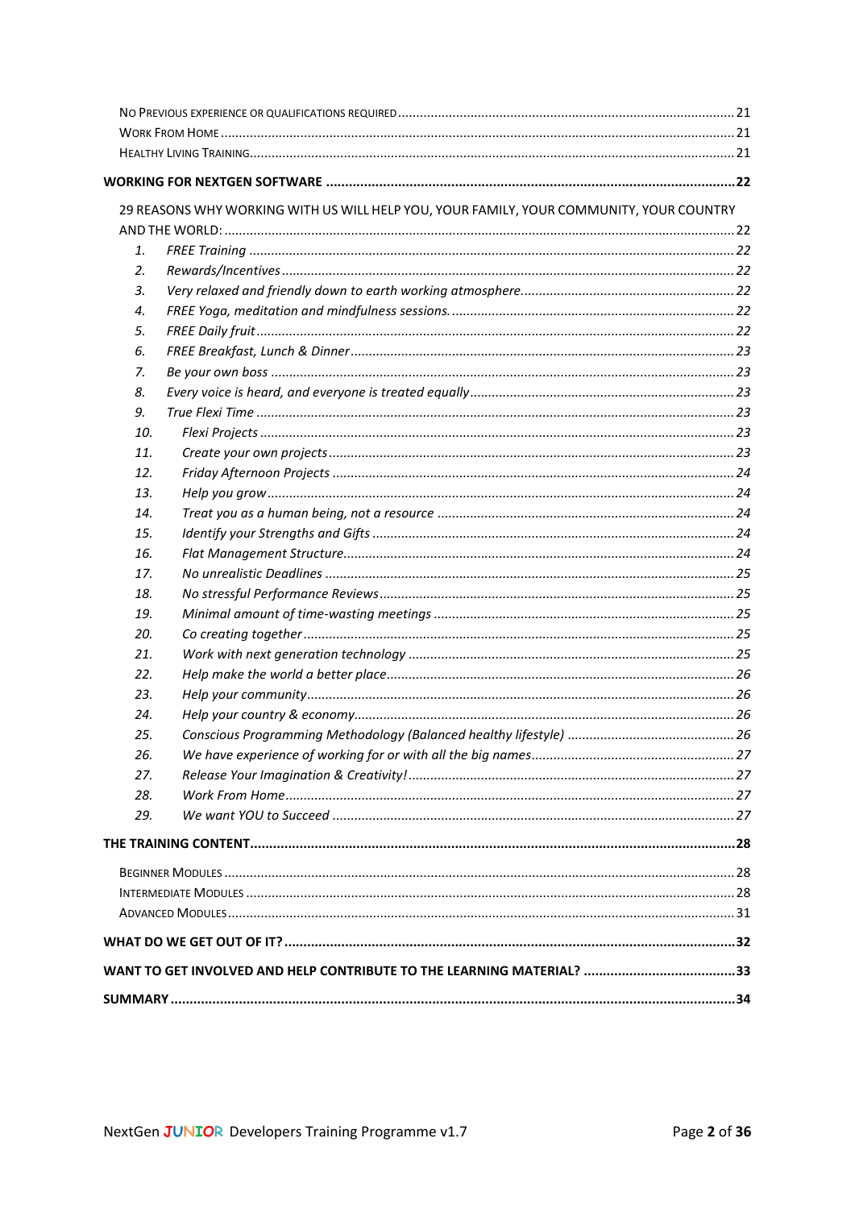No Previous experience or qualifications required .......... 21
Work From Home .......... 21
Healthy Living Training .......... 21

**WORKING FOR NEXTGEN SOFTWARE .......... 22**

29 REASONS WHY WORKING WITH US WILL HELP YOU, YOUR FAMILY, YOUR COMMUNITY, YOUR COUNTRY AND THE WORLD: .......... 22

1. *FREE Training .......... 22*
2. *Rewards/Incentives .......... 22*
3. *Very relaxed and friendly down to earth working atmosphere. .......... 22*
4. *FREE Yoga, meditation and mindfulness sessions. .......... 22*
5. *FREE Daily fruit .......... 22*
6. *FREE Breakfast, Lunch & Dinner .......... 23*
7. *Be your own boss .......... 23*
8. *Every voice is heard, and everyone is treated equally .......... 23*
9. *True Flexi Time .......... 23*
10. *Flexi Projects .......... 23*
11. *Create your own projects .......... 23*
12. *Friday Afternoon Projects .......... 24*
13. *Help you grow .......... 24*
14. *Treat you as a human being, not a resource .......... 24*
15. *Identify your Strengths and Gifts .......... 24*
16. *Flat Management Structure .......... 24*
17. *No unrealistic Deadlines .......... 25*
18. *No stressful Performance Reviews .......... 25*
19. *Minimal amount of time-wasting meetings .......... 25*
20. *Co creating together .......... 25*
21. *Work with next generation technology .......... 25*
22. *Help make the world a better place .......... 26*
23. *Help your community .......... 26*
24. *Help your country & economy .......... 26*
25. *Conscious Programming Methodology (Balanced healthy lifestyle) .......... 26*
26. *We have experience of working for or with all the big names .......... 27*
27. *Release Your Imagination & Creativity! .......... 27*
28. *Work From Home .......... 27*
29. *We want YOU to Succeed .......... 27*

**THE TRAINING CONTENT .......... 28**

Beginner Modules .......... 28
Intermediate Modules .......... 28
Advanced Modules .......... 31

**WHAT DO WE GET OUT OF IT? .......... 32**

**WANT TO GET INVOLVED AND HELP CONTRIBUTE TO THE LEARNING MATERIAL? .......... 33**

**SUMMARY .......... 34**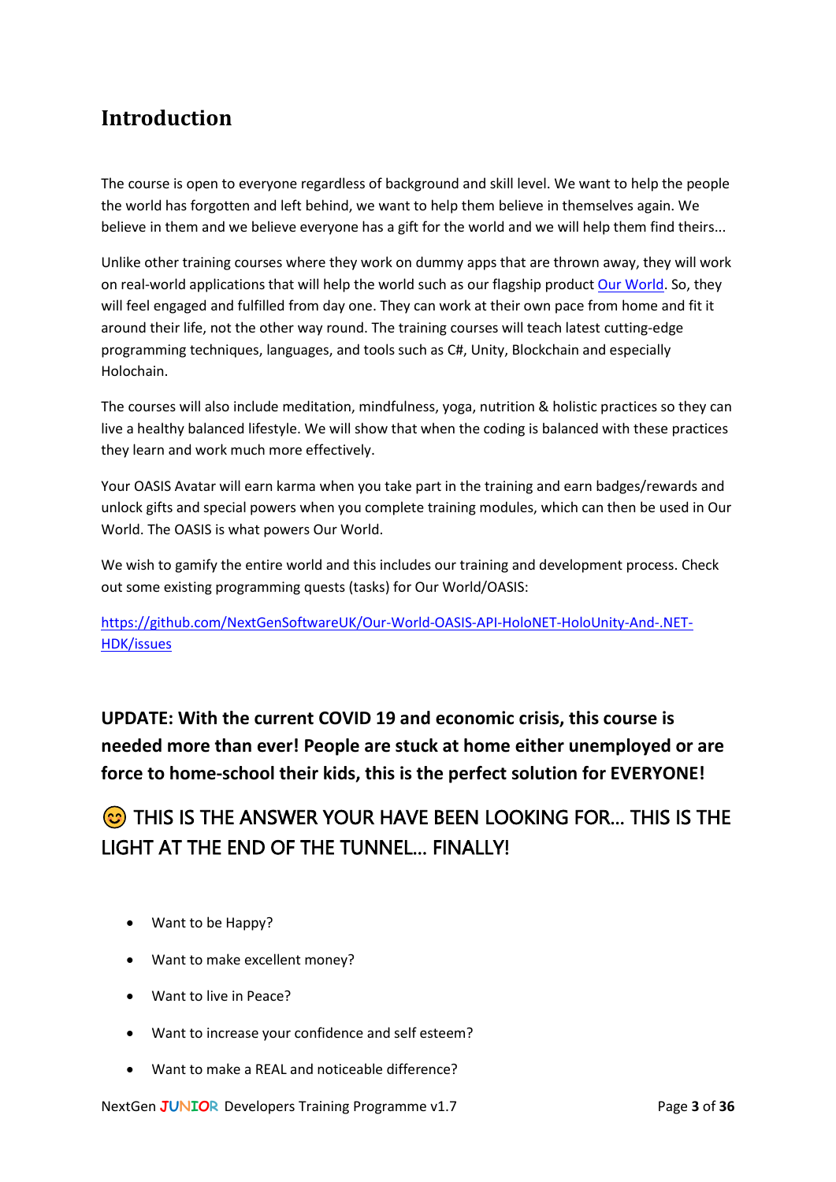## Introduction

The course is open to everyone regardless of background and skill level. We want to help the people the world has forgotten and left behind, we want to help them believe in themselves again. We believe in them and we believe everyone has a gift for the world and we will help them find theirs...

Unlike other training courses where they work on dummy apps that are thrown away, they will work on real-world applications that will help the world such as our flagship product [Our World](). So, they will feel engaged and fulfilled from day one. They can work at their own pace from home and fit it around their life, not the other way round. The training courses will teach latest cutting-edge programming techniques, languages, and tools such as C#, Unity, Blockchain and especially Holochain.

The courses will also include meditation, mindfulness, yoga, nutrition & holistic practices so they can live a healthy balanced lifestyle. We will show that when the coding is balanced with these practices they learn and work much more effectively.

Your OASIS Avatar will earn karma when you take part in the training and earn badges/rewards and unlock gifts and special powers when you complete training modules, which can then be used in Our World. The OASIS is what powers Our World.

We wish to gamify the entire world and this includes our training and development process. Check out some existing programming quests (tasks) for Our World/OASIS:

https://github.com/NextGenSoftwareUK/Our-World-OASIS-API-HoloNET-HoloUnity-And-.NET-HDK/issues

**UPDATE: With the current COVID 19 and economic crisis, this course is needed more than ever! People are stuck at home either unemployed or are force to home-school their kids, this is the perfect solution for EVERYONE!**

### 😊 THIS IS THE ANSWER YOUR HAVE BEEN LOOKING FOR... THIS IS THE LIGHT AT THE END OF THE TUNNEL... FINALLY!

- Want to be Happy?
- Want to make excellent money?
- Want to live in Peace?
- Want to increase your confidence and self esteem?
- Want to make a REAL and noticeable difference?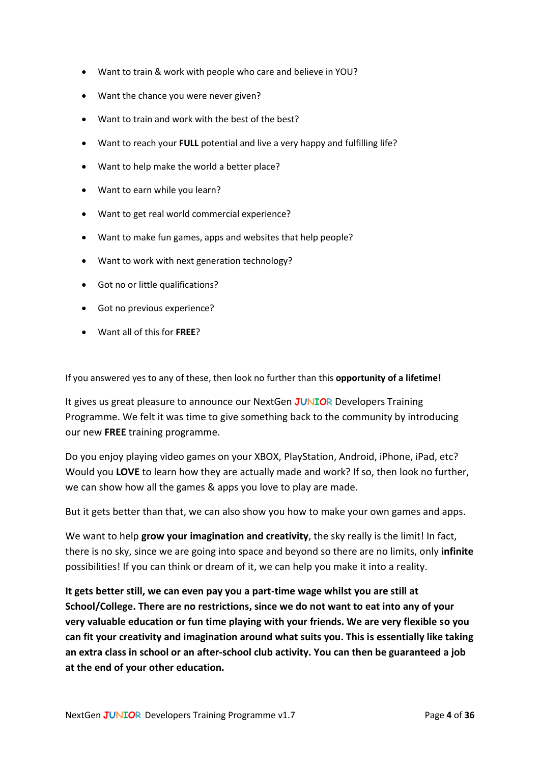- Want to train & work with people who care and believe in YOU?
- Want the chance you were never given?
- Want to train and work with the best of the best?
- Want to reach your **FULL** potential and live a very happy and fulfilling life?
- Want to help make the world a better place?
- Want to earn while you learn?
- Want to get real world commercial experience?
- Want to make fun games, apps and websites that help people?
- Want to work with next generation technology?
- Got no or little qualifications?
- Got no previous experience?
- Want all of this for **FREE**?

If you answered yes to any of these, then look no further than this **opportunity of a lifetime!**

It gives us great pleasure to announce our NextGen JUNIOR Developers Training Programme. We felt it was time to give something back to the community by introducing our new **FREE** training programme.

Do you enjoy playing video games on your XBOX, PlayStation, Android, iPhone, iPad, etc? Would you **LOVE** to learn how they are actually made and work? If so, then look no further, we can show how all the games & apps you love to play are made.

But it gets better than that, we can also show you how to make your own games and apps.

We want to help **grow your imagination and creativity**, the sky really is the limit! In fact, there is no sky, since we are going into space and beyond so there are no limits, only **infinite** possibilities! If you can think or dream of it, we can help you make it into a reality.

**It gets better still, we can even pay you a part-time wage whilst you are still at School/College. There are no restrictions, since we do not want to eat into any of your very valuable education or fun time playing with your friends. We are very flexible so you can fit your creativity and imagination around what suits you. This is essentially like taking an extra class in school or an after-school club activity. You can then be guaranteed a job at the end of your other education.**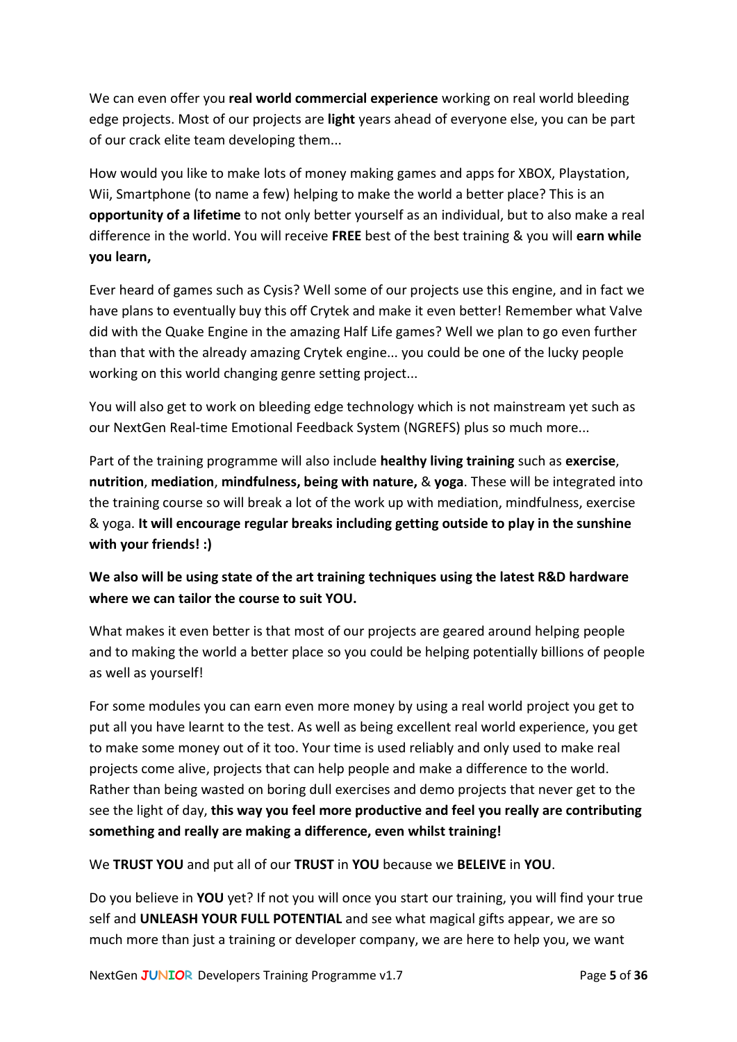We can even offer you **real world commercial experience** working on real world bleeding edge projects. Most of our projects are **light** years ahead of everyone else, you can be part of our crack elite team developing them...

How would you like to make lots of money making games and apps for XBOX, Playstation, Wii, Smartphone (to name a few) helping to make the world a better place? This is an **opportunity of a lifetime** to not only better yourself as an individual, but to also make a real difference in the world. You will receive **FREE** best of the best training & you will **earn while you learn,**

Ever heard of games such as Cysis? Well some of our projects use this engine, and in fact we have plans to eventually buy this off Crytek and make it even better! Remember what Valve did with the Quake Engine in the amazing Half Life games? Well we plan to go even further than that with the already amazing Crytek engine... you could be one of the lucky people working on this world changing genre setting project...

You will also get to work on bleeding edge technology which is not mainstream yet such as our NextGen Real-time Emotional Feedback System (NGREFS) plus so much more...

Part of the training programme will also include **healthy living training** such as **exercise**, **nutrition**, **mediation**, **mindfulness, being with nature,** & **yoga**. These will be integrated into the training course so will break a lot of the work up with mediation, mindfulness, exercise & yoga. **It will encourage regular breaks including getting outside to play in the sunshine with your friends! :)**

**We also will be using state of the art training techniques using the latest R&D hardware where we can tailor the course to suit YOU.**

What makes it even better is that most of our projects are geared around helping people and to making the world a better place so you could be helping potentially billions of people as well as yourself!

For some modules you can earn even more money by using a real world project you get to put all you have learnt to the test. As well as being excellent real world experience, you get to make some money out of it too. Your time is used reliably and only used to make real projects come alive, projects that can help people and make a difference to the world. Rather than being wasted on boring dull exercises and demo projects that never get to the see the light of day, **this way you feel more productive and feel you really are contributing something and really are making a difference, even whilst training!**

We **TRUST YOU** and put all of our **TRUST** in **YOU** because we **BELEIVE** in **YOU**.

Do you believe in **YOU** yet? If not you will once you start our training, you will find your true self and **UNLEASH YOUR FULL POTENTIAL** and see what magical gifts appear, we are so much more than just a training or developer company, we are here to help you, we want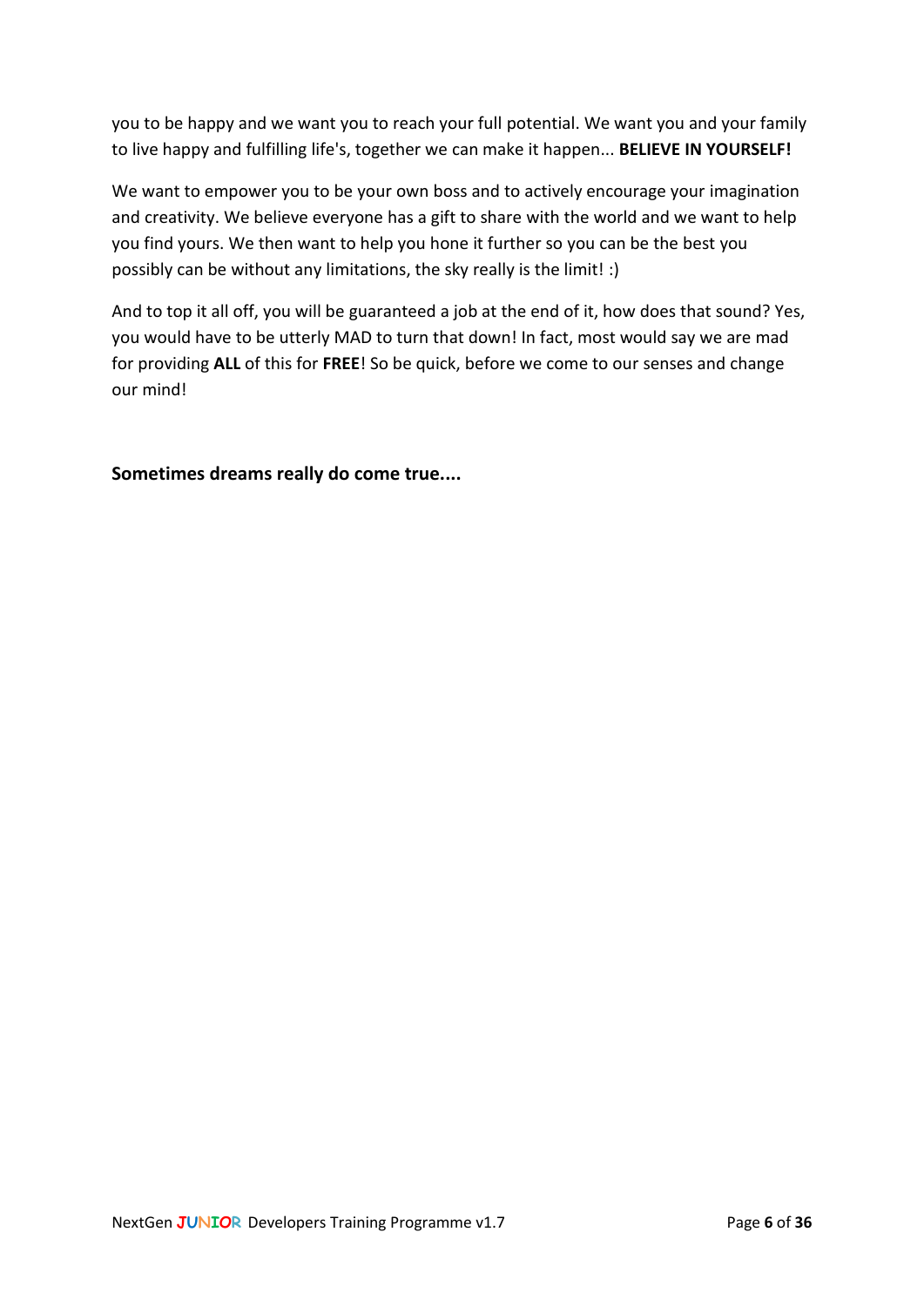you to be happy and we want you to reach your full potential. We want you and your family to live happy and fulfilling life's, together we can make it happen... **BELIEVE IN YOURSELF!**

We want to empower you to be your own boss and to actively encourage your imagination and creativity. We believe everyone has a gift to share with the world and we want to help you find yours. We then want to help you hone it further so you can be the best you possibly can be without any limitations, the sky really is the limit! :)

And to top it all off, you will be guaranteed a job at the end of it, how does that sound? Yes, you would have to be utterly MAD to turn that down! In fact, most would say we are mad for providing **ALL** of this for **FREE**! So be quick, before we come to our senses and change our mind!

**Sometimes dreams really do come true....**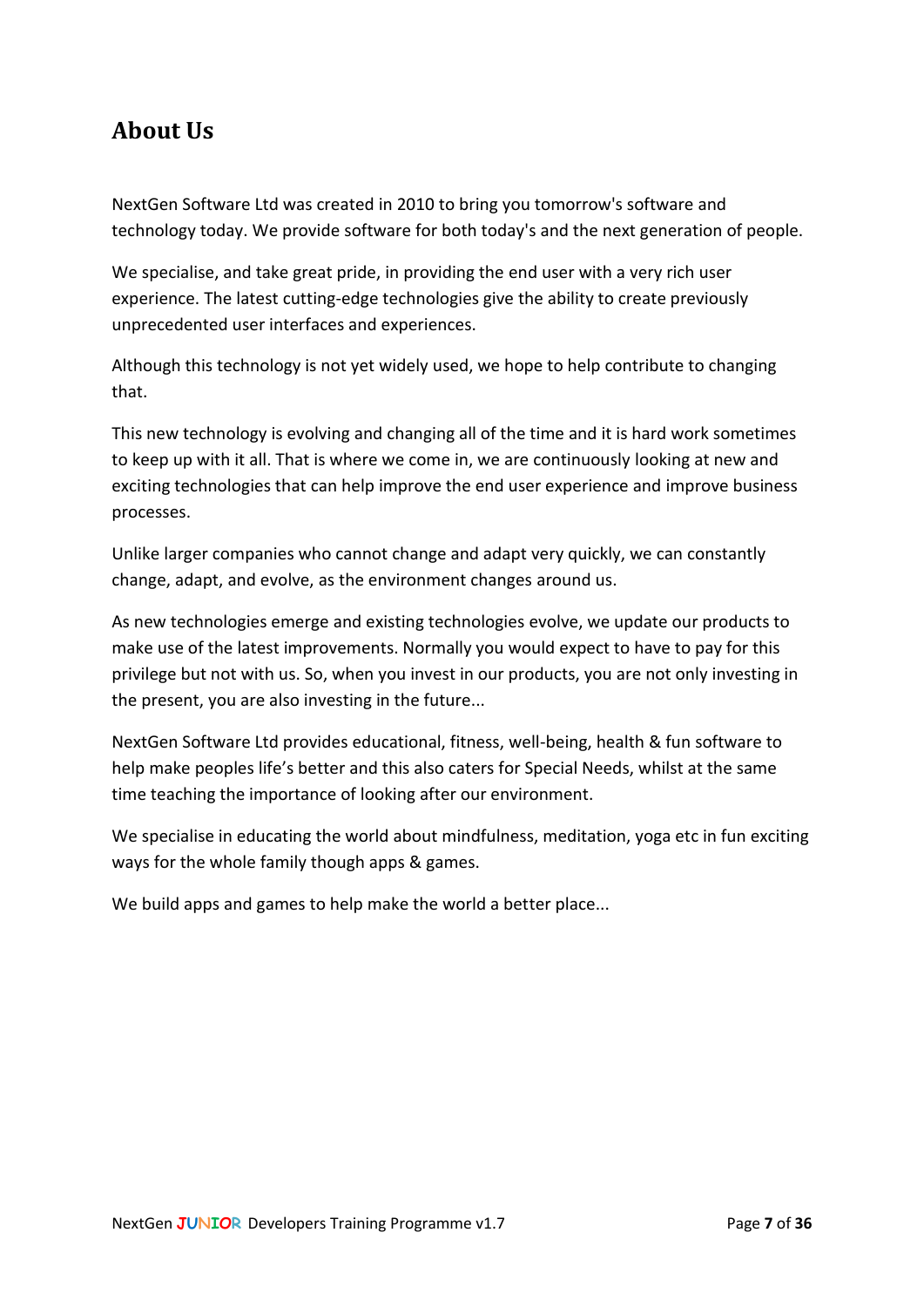## About Us

NextGen Software Ltd was created in 2010 to bring you tomorrow's software and technology today. We provide software for both today's and the next generation of people.

We specialise, and take great pride, in providing the end user with a very rich user experience. The latest cutting-edge technologies give the ability to create previously unprecedented user interfaces and experiences.

Although this technology is not yet widely used, we hope to help contribute to changing that.

This new technology is evolving and changing all of the time and it is hard work sometimes to keep up with it all. That is where we come in, we are continuously looking at new and exciting technologies that can help improve the end user experience and improve business processes.

Unlike larger companies who cannot change and adapt very quickly, we can constantly change, adapt, and evolve, as the environment changes around us.

As new technologies emerge and existing technologies evolve, we update our products to make use of the latest improvements. Normally you would expect to have to pay for this privilege but not with us. So, when you invest in our products, you are not only investing in the present, you are also investing in the future...

NextGen Software Ltd provides educational, fitness, well-being, health & fun software to help make peoples life's better and this also caters for Special Needs, whilst at the same time teaching the importance of looking after our environment.

We specialise in educating the world about mindfulness, meditation, yoga etc in fun exciting ways for the whole family though apps & games.

We build apps and games to help make the world a better place...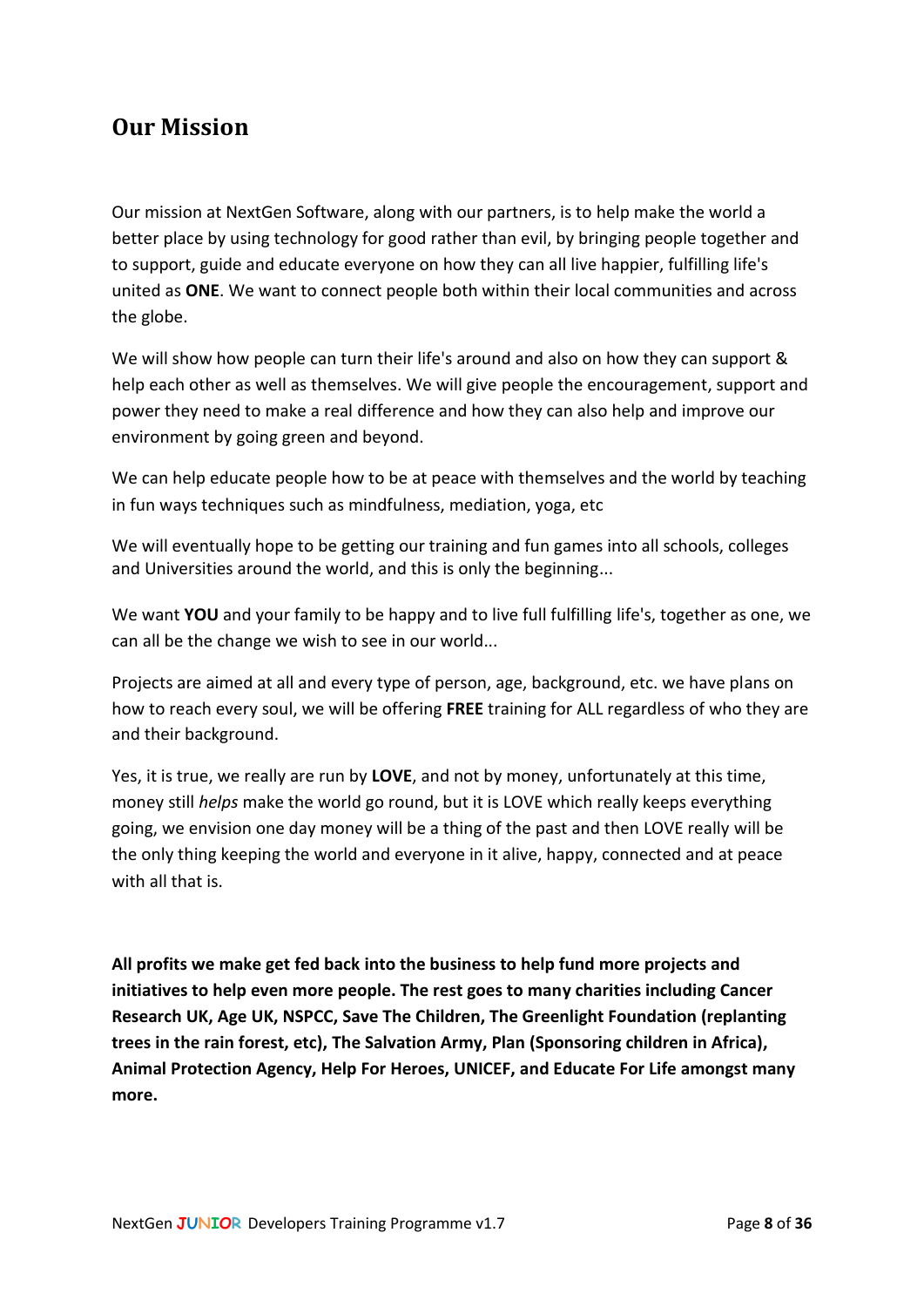## Our Mission

Our mission at NextGen Software, along with our partners, is to help make the world a better place by using technology for good rather than evil, by bringing people together and to support, guide and educate everyone on how they can all live happier, fulfilling life's united as **ONE**. We want to connect people both within their local communities and across the globe.

We will show how people can turn their life's around and also on how they can support & help each other as well as themselves. We will give people the encouragement, support and power they need to make a real difference and how they can also help and improve our environment by going green and beyond.

We can help educate people how to be at peace with themselves and the world by teaching in fun ways techniques such as mindfulness, mediation, yoga, etc

We will eventually hope to be getting our training and fun games into all schools, colleges and Universities around the world, and this is only the beginning...

We want **YOU** and your family to be happy and to live full fulfilling life's, together as one, we can all be the change we wish to see in our world...

Projects are aimed at all and every type of person, age, background, etc. we have plans on how to reach every soul, we will be offering **FREE** training for ALL regardless of who they are and their background.

Yes, it is true, we really are run by **LOVE**, and not by money, unfortunately at this time, money still *helps* make the world go round, but it is LOVE which really keeps everything going, we envision one day money will be a thing of the past and then LOVE really will be the only thing keeping the world and everyone in it alive, happy, connected and at peace with all that is.

**All profits we make get fed back into the business to help fund more projects and initiatives to help even more people. The rest goes to many charities including Cancer Research UK, Age UK, NSPCC, Save The Children, The Greenlight Foundation (replanting trees in the rain forest, etc), The Salvation Army, Plan (Sponsoring children in Africa), Animal Protection Agency, Help For Heroes, UNICEF, and Educate For Life amongst many more.**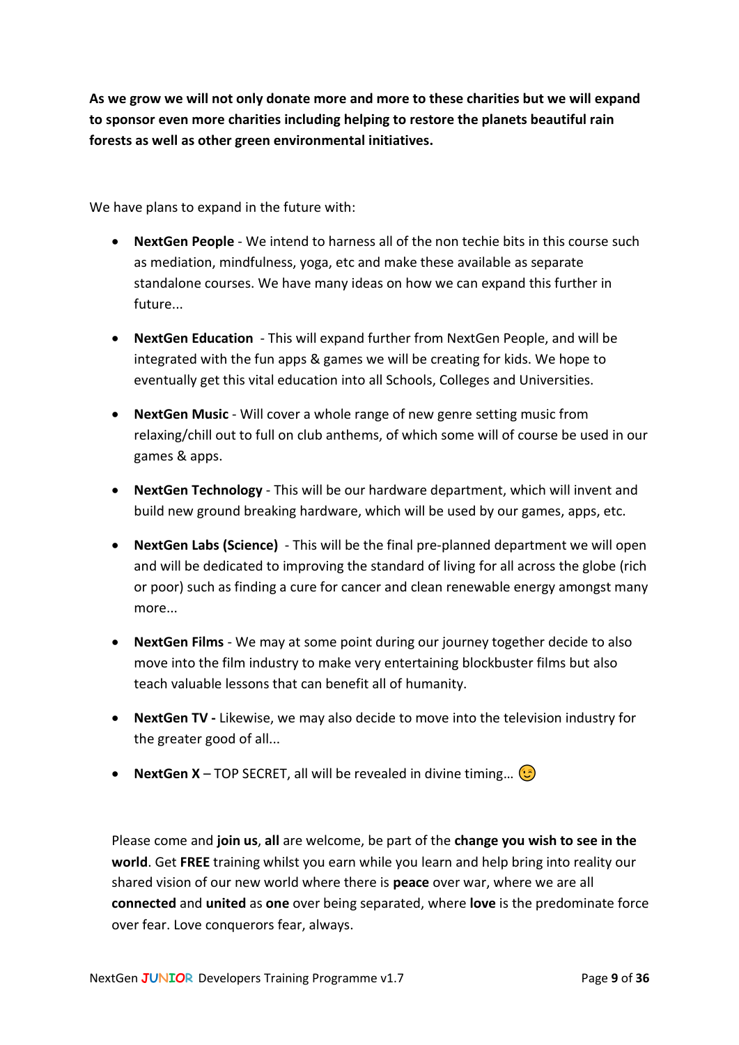**As we grow we will not only donate more and more to these charities but we will expand to sponsor even more charities including helping to restore the planets beautiful rain forests as well as other green environmental initiatives.**

We have plans to expand in the future with:

- **NextGen People** - We intend to harness all of the non techie bits in this course such as mediation, mindfulness, yoga, etc and make these available as separate standalone courses. We have many ideas on how we can expand this further in future...
- **NextGen Education** - This will expand further from NextGen People, and will be integrated with the fun apps & games we will be creating for kids. We hope to eventually get this vital education into all Schools, Colleges and Universities.
- **NextGen Music** - Will cover a whole range of new genre setting music from relaxing/chill out to full on club anthems, of which some will of course be used in our games & apps.
- **NextGen Technology** - This will be our hardware department, which will invent and build new ground breaking hardware, which will be used by our games, apps, etc.
- **NextGen Labs (Science)** - This will be the final pre-planned department we will open and will be dedicated to improving the standard of living for all across the globe (rich or poor) such as finding a cure for cancer and clean renewable energy amongst many more...
- **NextGen Films** - We may at some point during our journey together decide to also move into the film industry to make very entertaining blockbuster films but also teach valuable lessons that can benefit all of humanity.
- **NextGen TV -** Likewise, we may also decide to move into the television industry for the greater good of all...
- **NextGen X** – TOP SECRET, all will be revealed in divine timing… 😉

Please come and **join us**, **all** are welcome, be part of the **change you wish to see in the world**. Get **FREE** training whilst you earn while you learn and help bring into reality our shared vision of our new world where there is **peace** over war, where we are all **connected** and **united** as **one** over being separated, where **love** is the predominate force over fear. Love conquerors fear, always.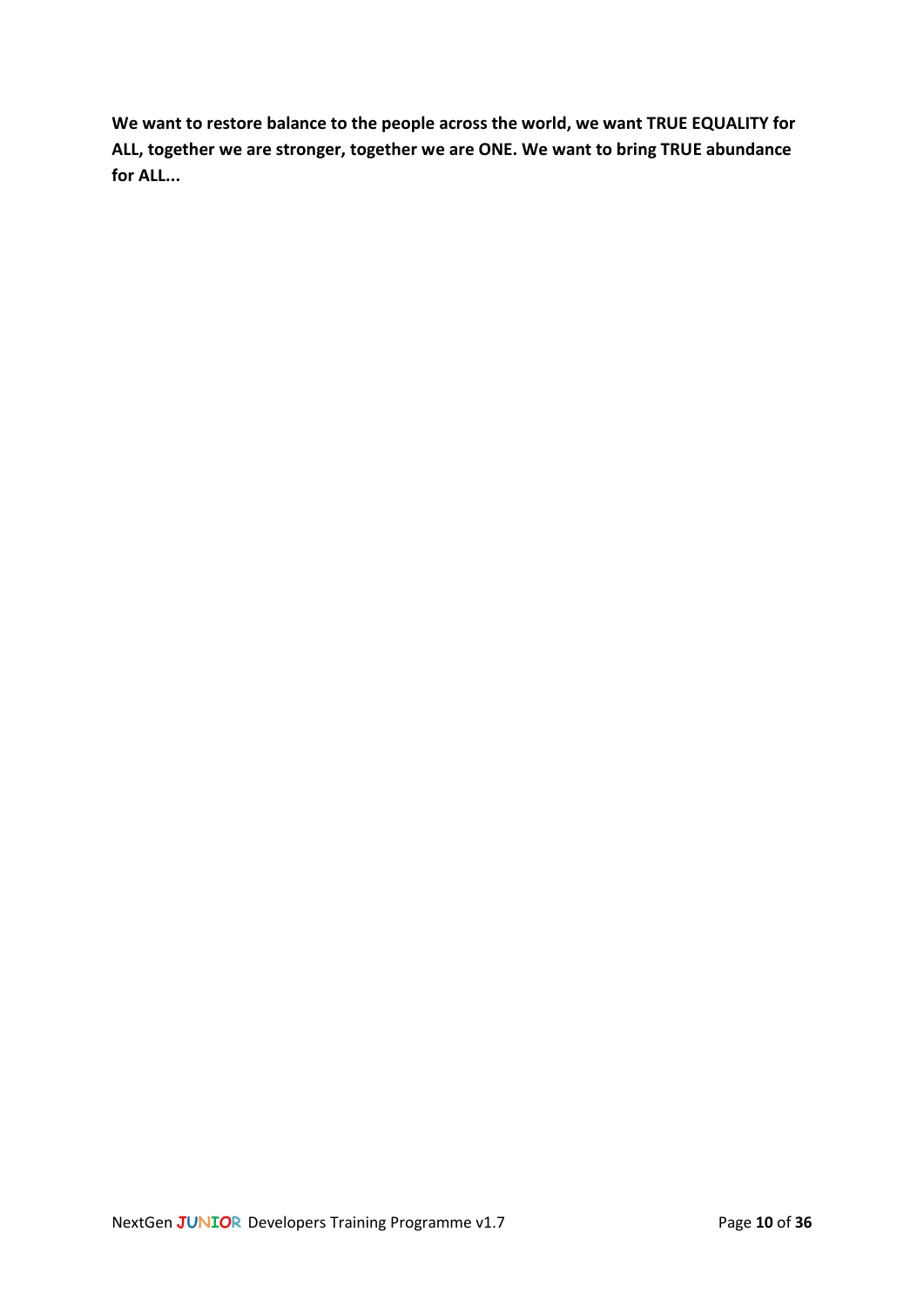**We want to restore balance to the people across the world, we want TRUE EQUALITY for ALL, together we are stronger, together we are ONE. We want to bring TRUE abundance for ALL...**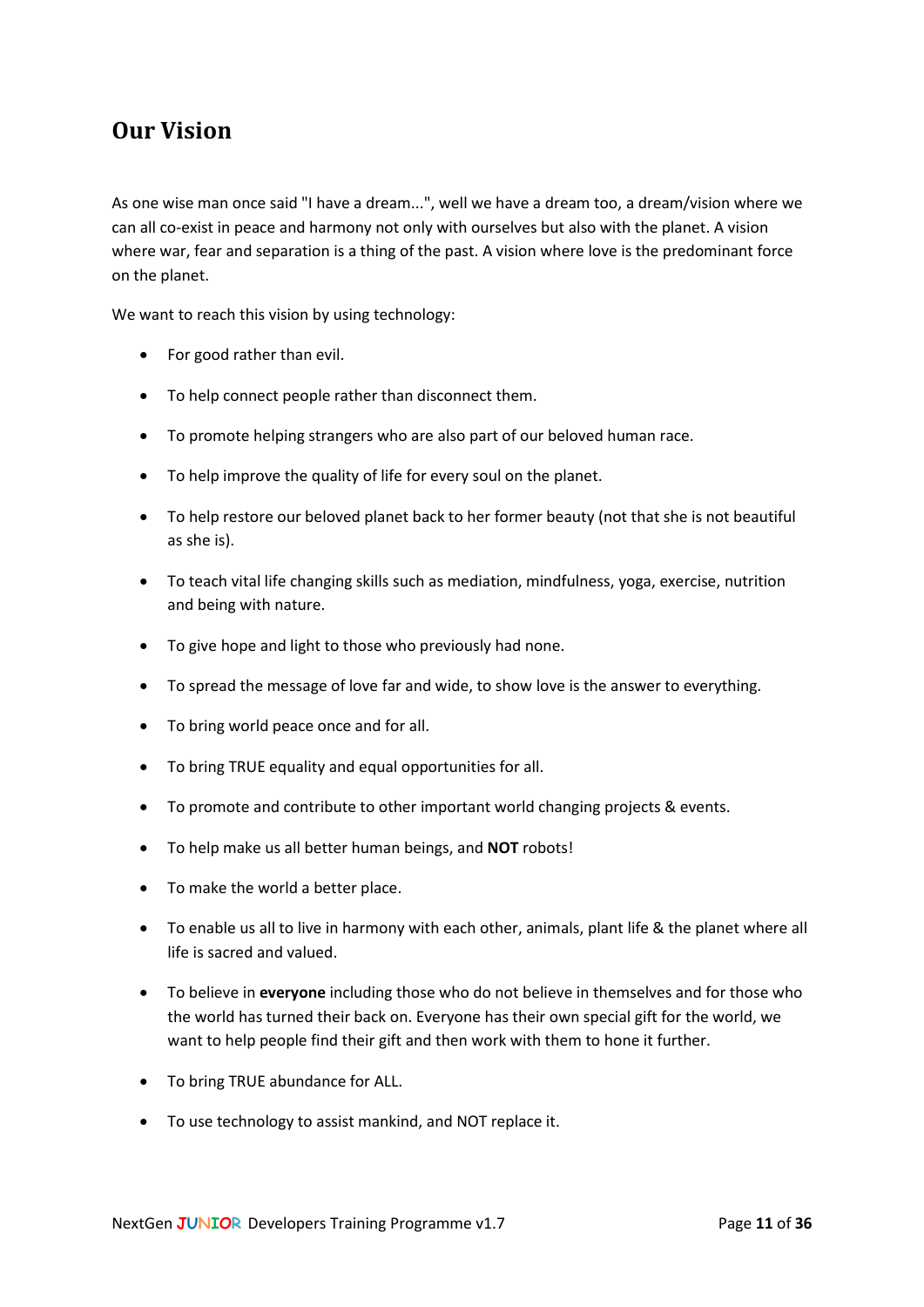## Our Vision

As one wise man once said "I have a dream...", well we have a dream too, a dream/vision where we can all co-exist in peace and harmony not only with ourselves but also with the planet. A vision where war, fear and separation is a thing of the past. A vision where love is the predominant force on the planet.

We want to reach this vision by using technology:

- For good rather than evil.
- To help connect people rather than disconnect them.
- To promote helping strangers who are also part of our beloved human race.
- To help improve the quality of life for every soul on the planet.
- To help restore our beloved planet back to her former beauty (not that she is not beautiful as she is).
- To teach vital life changing skills such as mediation, mindfulness, yoga, exercise, nutrition and being with nature.
- To give hope and light to those who previously had none.
- To spread the message of love far and wide, to show love is the answer to everything.
- To bring world peace once and for all.
- To bring TRUE equality and equal opportunities for all.
- To promote and contribute to other important world changing projects & events.
- To help make us all better human beings, and **NOT** robots!
- To make the world a better place.
- To enable us all to live in harmony with each other, animals, plant life & the planet where all life is sacred and valued.
- To believe in **everyone** including those who do not believe in themselves and for those who the world has turned their back on. Everyone has their own special gift for the world, we want to help people find their gift and then work with them to hone it further.
- To bring TRUE abundance for ALL.
- To use technology to assist mankind, and NOT replace it.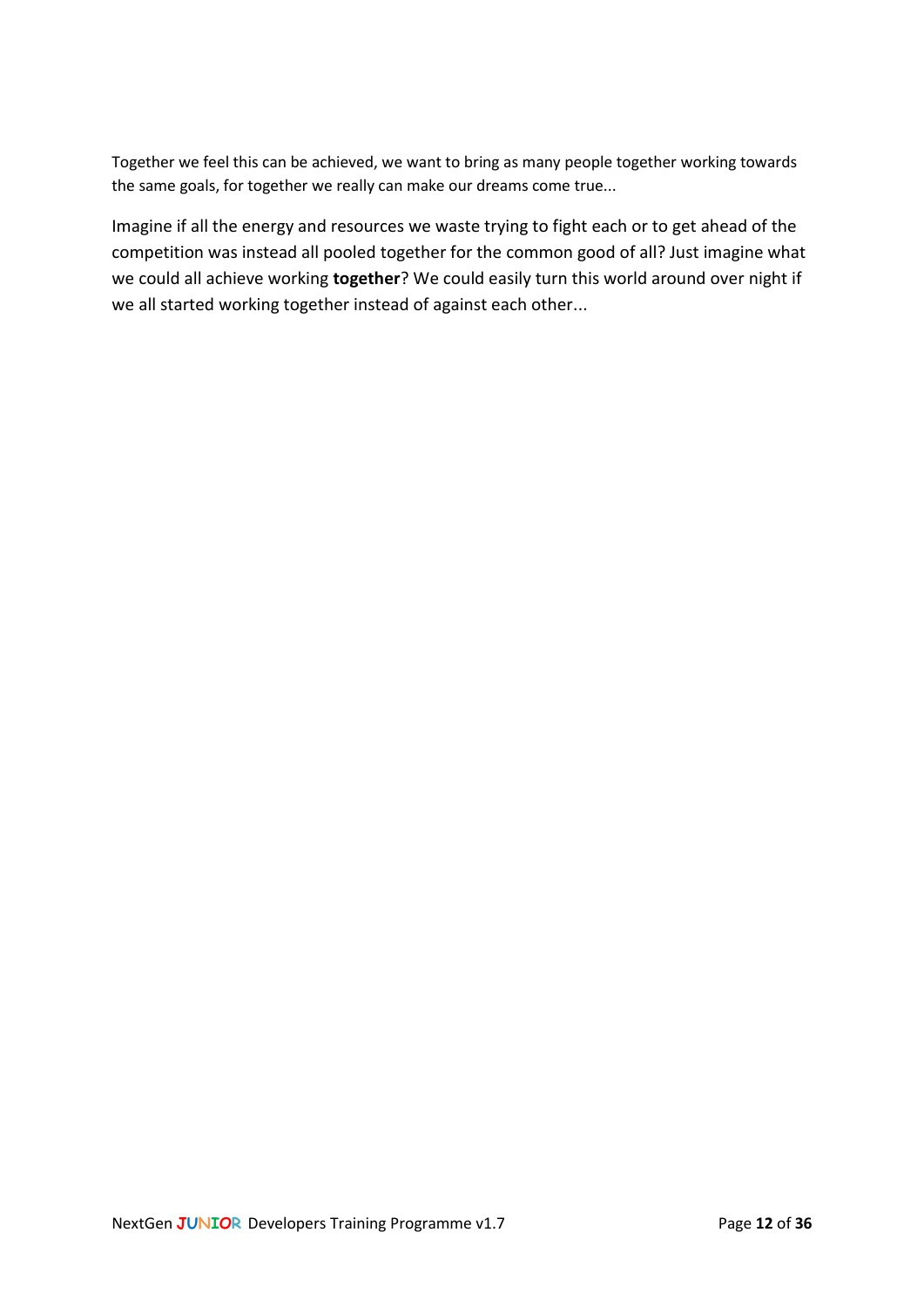Together we feel this can be achieved, we want to bring as many people together working towards the same goals, for together we really can make our dreams come true...

Imagine if all the energy and resources we waste trying to fight each or to get ahead of the competition was instead all pooled together for the common good of all? Just imagine what we could all achieve working **together**? We could easily turn this world around over night if we all started working together instead of against each other...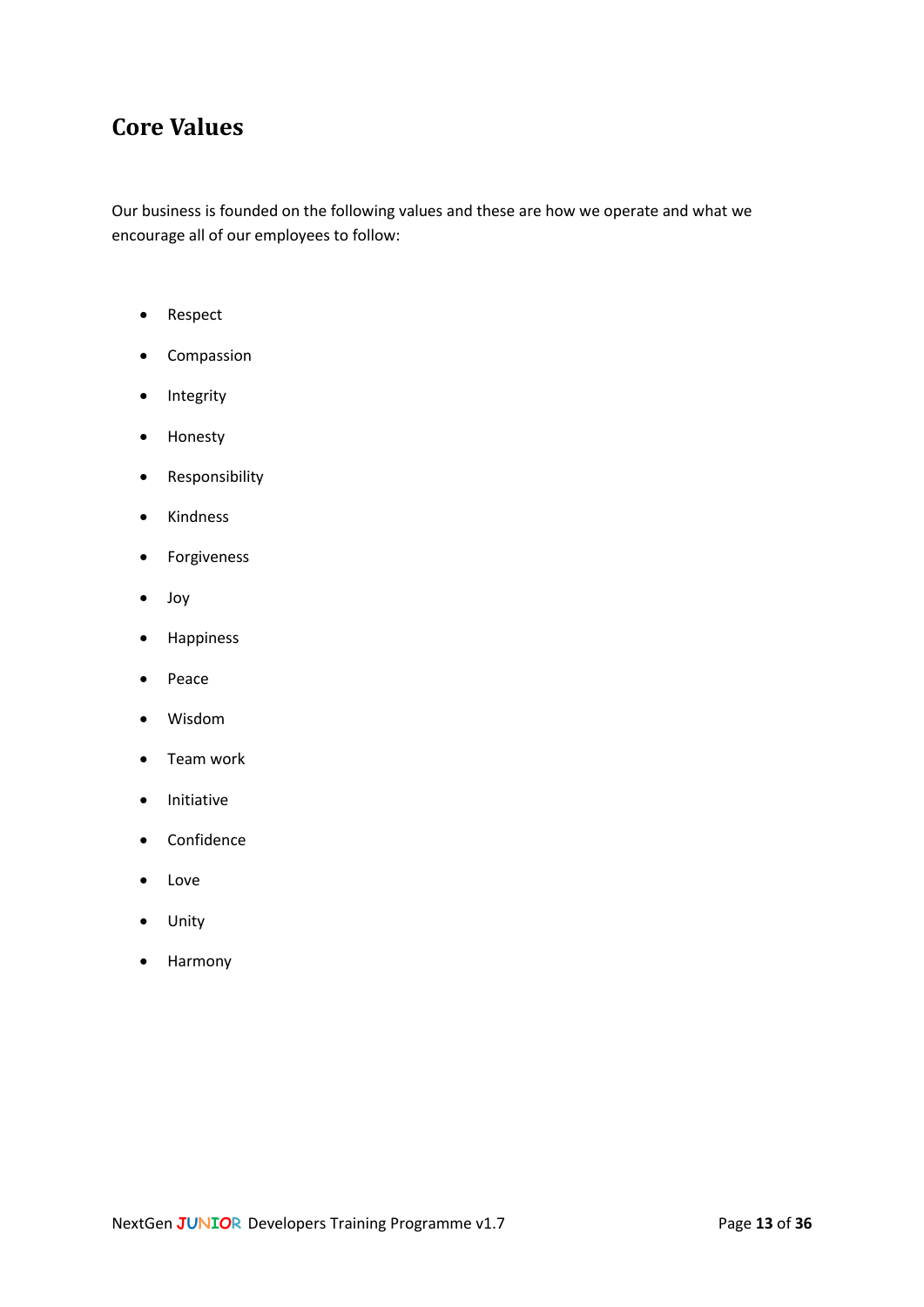## Core Values

Our business is founded on the following values and these are how we operate and what we encourage all of our employees to follow:

- Respect
- Compassion
- Integrity
- Honesty
- Responsibility
- Kindness
- Forgiveness
- Joy
- Happiness
- Peace
- Wisdom
- Team work
- Initiative
- Confidence
- Love
- Unity
- Harmony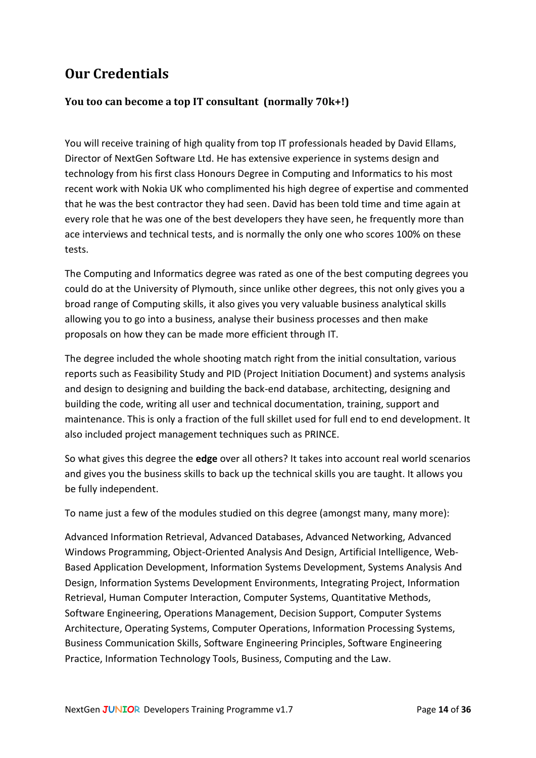## Our Credentials

### You too can become a top IT consultant (normally 70k+!)

You will receive training of high quality from top IT professionals headed by David Ellams, Director of NextGen Software Ltd. He has extensive experience in systems design and technology from his first class Honours Degree in Computing and Informatics to his most recent work with Nokia UK who complimented his high degree of expertise and commented that he was the best contractor they had seen. David has been told time and time again at every role that he was one of the best developers they have seen, he frequently more than ace interviews and technical tests, and is normally the only one who scores 100% on these tests.

The Computing and Informatics degree was rated as one of the best computing degrees you could do at the University of Plymouth, since unlike other degrees, this not only gives you a broad range of Computing skills, it also gives you very valuable business analytical skills allowing you to go into a business, analyse their business processes and then make proposals on how they can be made more efficient through IT.

The degree included the whole shooting match right from the initial consultation, various reports such as Feasibility Study and PID (Project Initiation Document) and systems analysis and design to designing and building the back-end database, architecting, designing and building the code, writing all user and technical documentation, training, support and maintenance. This is only a fraction of the full skillet used for full end to end development. It also included project management techniques such as PRINCE.

So what gives this degree the **edge** over all others? It takes into account real world scenarios and gives you the business skills to back up the technical skills you are taught. It allows you be fully independent.

To name just a few of the modules studied on this degree (amongst many, many more):

Advanced Information Retrieval, Advanced Databases, Advanced Networking, Advanced Windows Programming, Object-Oriented Analysis And Design, Artificial Intelligence, Web-Based Application Development, Information Systems Development, Systems Analysis And Design, Information Systems Development Environments, Integrating Project, Information Retrieval, Human Computer Interaction, Computer Systems, Quantitative Methods, Software Engineering, Operations Management, Decision Support, Computer Systems Architecture, Operating Systems, Computer Operations, Information Processing Systems, Business Communication Skills, Software Engineering Principles, Software Engineering Practice, Information Technology Tools, Business, Computing and the Law.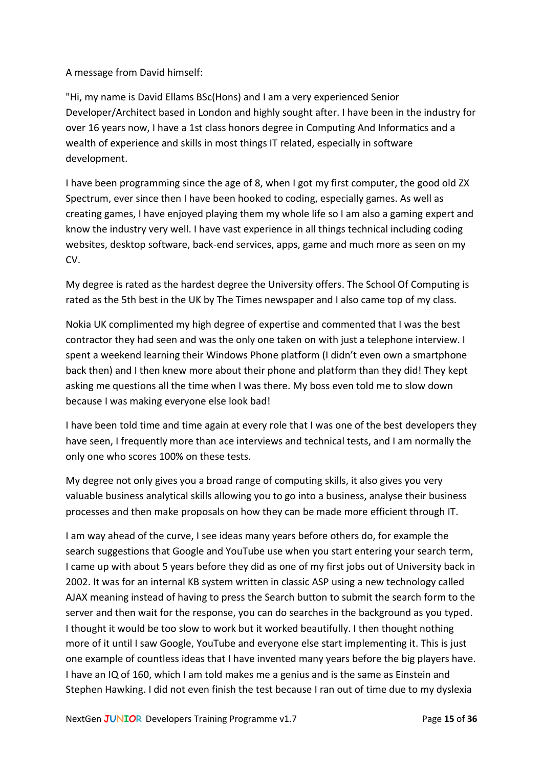A message from David himself:

"Hi, my name is David Ellams BSc(Hons) and I am a very experienced Senior Developer/Architect based in London and highly sought after. I have been in the industry for over 16 years now, I have a 1st class honors degree in Computing And Informatics and a wealth of experience and skills in most things IT related, especially in software development.

I have been programming since the age of 8, when I got my first computer, the good old ZX Spectrum, ever since then I have been hooked to coding, especially games. As well as creating games, I have enjoyed playing them my whole life so I am also a gaming expert and know the industry very well. I have vast experience in all things technical including coding websites, desktop software, back-end services, apps, game and much more as seen on my CV.

My degree is rated as the hardest degree the University offers. The School Of Computing is rated as the 5th best in the UK by The Times newspaper and I also came top of my class.

Nokia UK complimented my high degree of expertise and commented that I was the best contractor they had seen and was the only one taken on with just a telephone interview. I spent a weekend learning their Windows Phone platform (I didn't even own a smartphone back then) and I then knew more about their phone and platform than they did! They kept asking me questions all the time when I was there. My boss even told me to slow down because I was making everyone else look bad!

I have been told time and time again at every role that I was one of the best developers they have seen, I frequently more than ace interviews and technical tests, and I am normally the only one who scores 100% on these tests.

My degree not only gives you a broad range of computing skills, it also gives you very valuable business analytical skills allowing you to go into a business, analyse their business processes and then make proposals on how they can be made more efficient through IT.

I am way ahead of the curve, I see ideas many years before others do, for example the search suggestions that Google and YouTube use when you start entering your search term, I came up with about 5 years before they did as one of my first jobs out of University back in 2002. It was for an internal KB system written in classic ASP using a new technology called AJAX meaning instead of having to press the Search button to submit the search form to the server and then wait for the response, you can do searches in the background as you typed. I thought it would be too slow to work but it worked beautifully. I then thought nothing more of it until I saw Google, YouTube and everyone else start implementing it. This is just one example of countless ideas that I have invented many years before the big players have. I have an IQ of 160, which I am told makes me a genius and is the same as Einstein and Stephen Hawking. I did not even finish the test because I ran out of time due to my dyslexia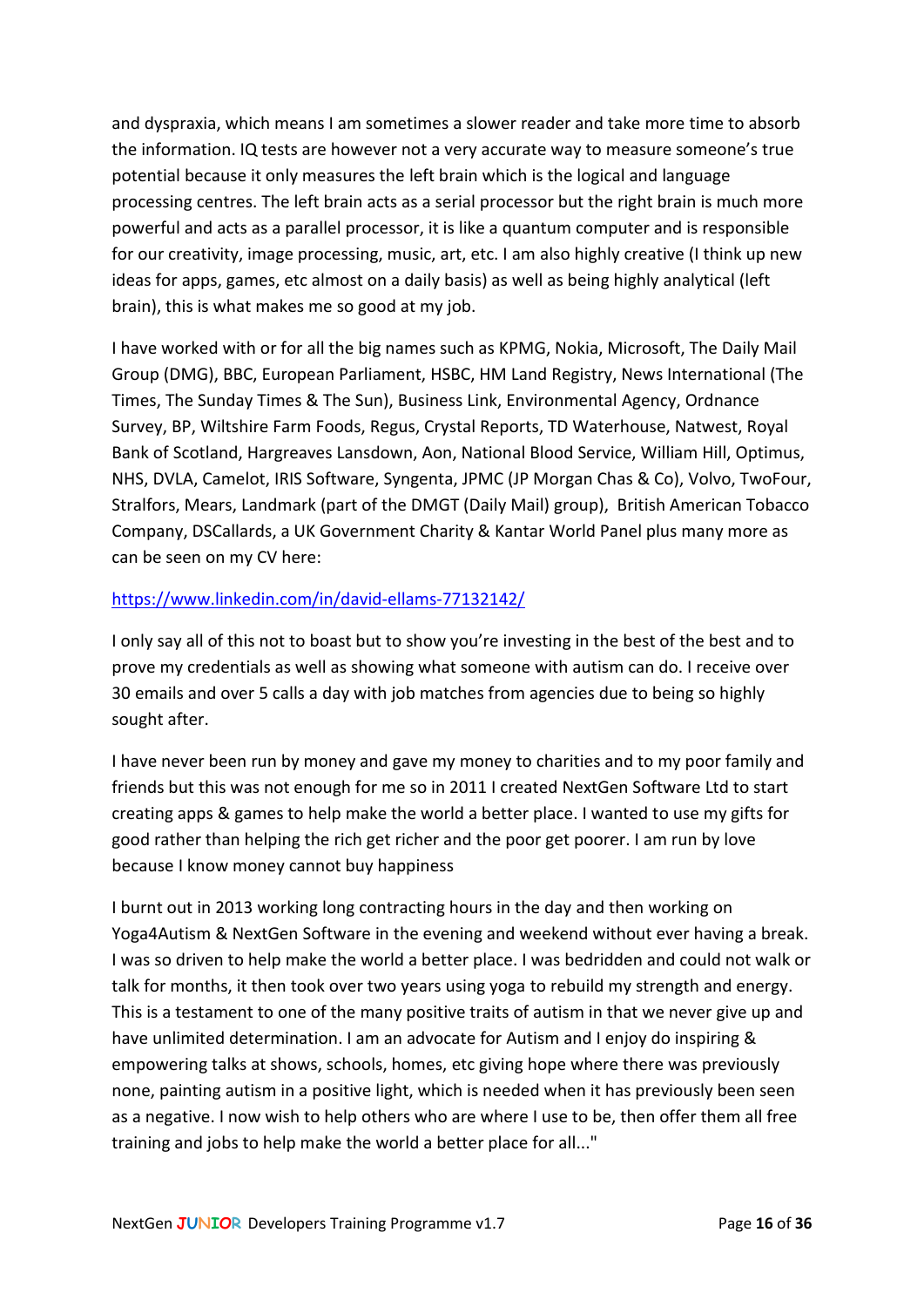and dyspraxia, which means I am sometimes a slower reader and take more time to absorb the information. IQ tests are however not a very accurate way to measure someone's true potential because it only measures the left brain which is the logical and language processing centres. The left brain acts as a serial processor but the right brain is much more powerful and acts as a parallel processor, it is like a quantum computer and is responsible for our creativity, image processing, music, art, etc. I am also highly creative (I think up new ideas for apps, games, etc almost on a daily basis) as well as being highly analytical (left brain), this is what makes me so good at my job.

I have worked with or for all the big names such as KPMG, Nokia, Microsoft, The Daily Mail Group (DMG), BBC, European Parliament, HSBC, HM Land Registry, News International (The Times, The Sunday Times & The Sun), Business Link, Environmental Agency, Ordnance Survey, BP, Wiltshire Farm Foods, Regus, Crystal Reports, TD Waterhouse, Natwest, Royal Bank of Scotland, Hargreaves Lansdown, Aon, National Blood Service, William Hill, Optimus, NHS, DVLA, Camelot, IRIS Software, Syngenta, JPMC (JP Morgan Chas & Co), Volvo, TwoFour, Stralfors, Mears, Landmark (part of the DMGT (Daily Mail) group), British American Tobacco Company, DSCallards, a UK Government Charity & Kantar World Panel plus many more as can be seen on my CV here:

[https://www.linkedin.com/in/david-ellams-77132142/](https://www.linkedin.com/in/david-ellams-77132142/)

I only say all of this not to boast but to show you're investing in the best of the best and to prove my credentials as well as showing what someone with autism can do. I receive over 30 emails and over 5 calls a day with job matches from agencies due to being so highly sought after.

I have never been run by money and gave my money to charities and to my poor family and friends but this was not enough for me so in 2011 I created NextGen Software Ltd to start creating apps & games to help make the world a better place. I wanted to use my gifts for good rather than helping the rich get richer and the poor get poorer. I am run by love because I know money cannot buy happiness

I burnt out in 2013 working long contracting hours in the day and then working on Yoga4Autism & NextGen Software in the evening and weekend without ever having a break. I was so driven to help make the world a better place. I was bedridden and could not walk or talk for months, it then took over two years using yoga to rebuild my strength and energy. This is a testament to one of the many positive traits of autism in that we never give up and have unlimited determination. I am an advocate for Autism and I enjoy do inspiring & empowering talks at shows, schools, homes, etc giving hope where there was previously none, painting autism in a positive light, which is needed when it has previously been seen as a negative. I now wish to help others who are where I use to be, then offer them all free training and jobs to help make the world a better place for all..."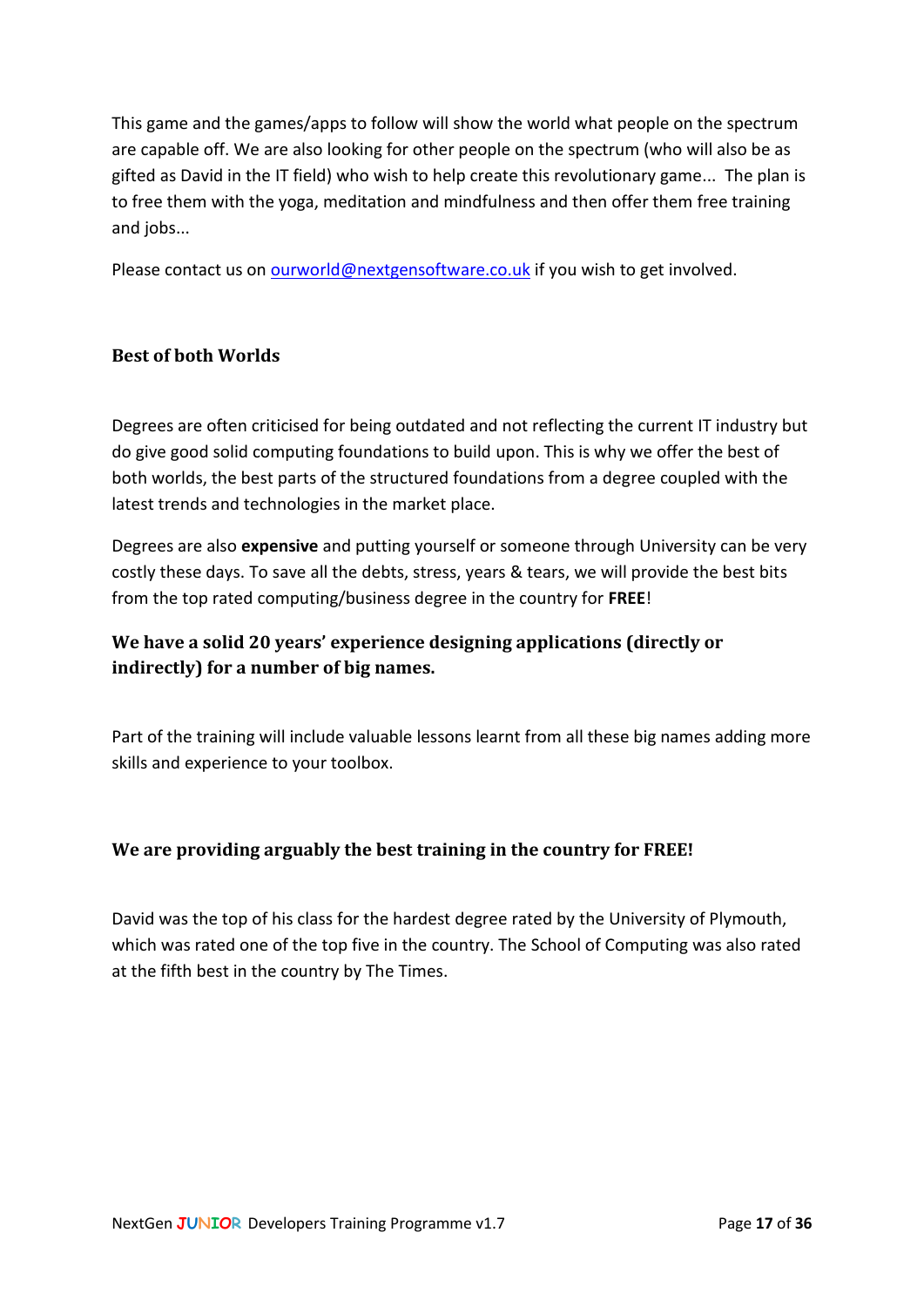This game and the games/apps to follow will show the world what people on the spectrum are capable off. We are also looking for other people on the spectrum (who will also be as gifted as David in the IT field) who wish to help create this revolutionary game... The plan is to free them with the yoga, meditation and mindfulness and then offer them free training and jobs...

Please contact us on [ourworld@nextgensoftware.co.uk](mailto:ourworld@nextgensoftware.co.uk) if you wish to get involved.

## Best of both Worlds

Degrees are often criticised for being outdated and not reflecting the current IT industry but do give good solid computing foundations to build upon. This is why we offer the best of both worlds, the best parts of the structured foundations from a degree coupled with the latest trends and technologies in the market place.

Degrees are also **expensive** and putting yourself or someone through University can be very costly these days. To save all the debts, stress, years & tears, we will provide the best bits from the top rated computing/business degree in the country for **FREE**!

## We have a solid 20 years' experience designing applications (directly or indirectly) for a number of big names.

Part of the training will include valuable lessons learnt from all these big names adding more skills and experience to your toolbox.

## We are providing arguably the best training in the country for FREE!

David was the top of his class for the hardest degree rated by the University of Plymouth, which was rated one of the top five in the country. The School of Computing was also rated at the fifth best in the country by The Times.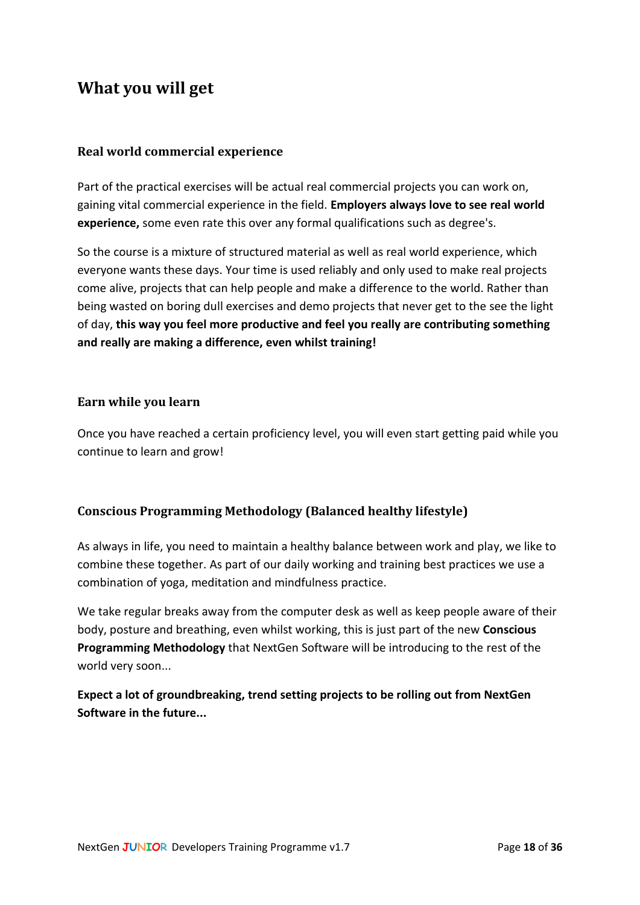## What you will get

### Real world commercial experience

Part of the practical exercises will be actual real commercial projects you can work on, gaining vital commercial experience in the field. **Employers always love to see real world experience,** some even rate this over any formal qualifications such as degree's.

So the course is a mixture of structured material as well as real world experience, which everyone wants these days. Your time is used reliably and only used to make real projects come alive, projects that can help people and make a difference to the world. Rather than being wasted on boring dull exercises and demo projects that never get to the see the light of day, **this way you feel more productive and feel you really are contributing something and really are making a difference, even whilst training!**

### Earn while you learn

Once you have reached a certain proficiency level, you will even start getting paid while you continue to learn and grow!

### Conscious Programming Methodology (Balanced healthy lifestyle)

As always in life, you need to maintain a healthy balance between work and play, we like to combine these together. As part of our daily working and training best practices we use a combination of yoga, meditation and mindfulness practice.

We take regular breaks away from the computer desk as well as keep people aware of their body, posture and breathing, even whilst working, this is just part of the new **Conscious Programming Methodology** that NextGen Software will be introducing to the rest of the world very soon...

**Expect a lot of groundbreaking, trend setting projects to be rolling out from NextGen Software in the future...**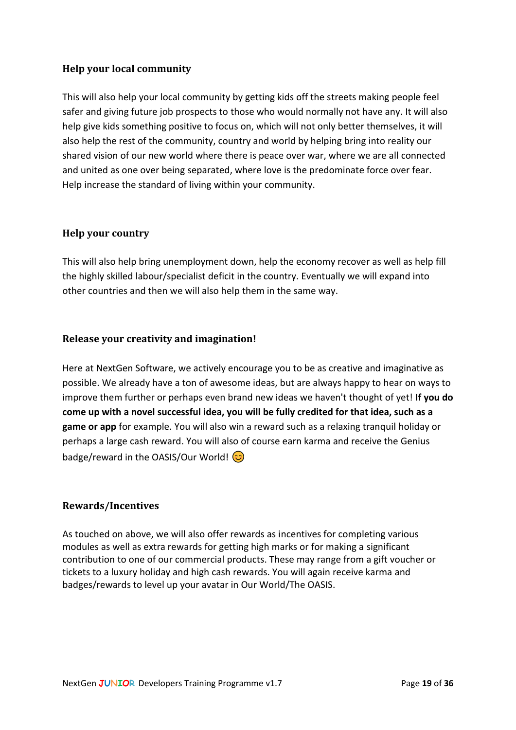### Help your local community

This will also help your local community by getting kids off the streets making people feel safer and giving future job prospects to those who would normally not have any. It will also help give kids something positive to focus on, which will not only better themselves, it will also help the rest of the community, country and world by helping bring into reality our shared vision of our new world where there is peace over war, where we are all connected and united as one over being separated, where love is the predominate force over fear. Help increase the standard of living within your community.

### Help your country

This will also help bring unemployment down, help the economy recover as well as help fill the highly skilled labour/specialist deficit in the country. Eventually we will expand into other countries and then we will also help them in the same way.

### Release your creativity and imagination!

Here at NextGen Software, we actively encourage you to be as creative and imaginative as possible. We already have a ton of awesome ideas, but are always happy to hear on ways to improve them further or perhaps even brand new ideas we haven't thought of yet! **If you do come up with a novel successful idea, you will be fully credited for that idea, such as a game or app** for example. You will also win a reward such as a relaxing tranquil holiday or perhaps a large cash reward. You will also of course earn karma and receive the Genius badge/reward in the OASIS/Our World! 😊

### Rewards/Incentives

As touched on above, we will also offer rewards as incentives for completing various modules as well as extra rewards for getting high marks or for making a significant contribution to one of our commercial products. These may range from a gift voucher or tickets to a luxury holiday and high cash rewards. You will again receive karma and badges/rewards to level up your avatar in Our World/The OASIS.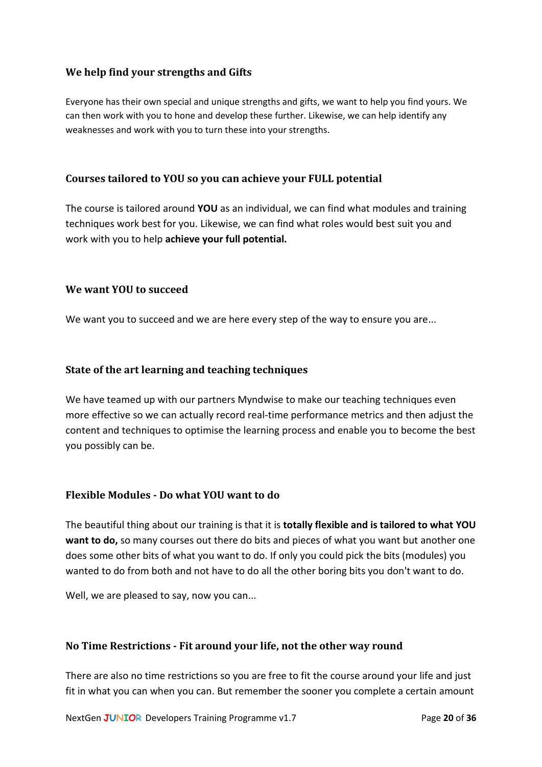### We help find your strengths and Gifts

Everyone has their own special and unique strengths and gifts, we want to help you find yours. We can then work with you to hone and develop these further. Likewise, we can help identify any weaknesses and work with you to turn these into your strengths.

### Courses tailored to YOU so you can achieve your FULL potential

The course is tailored around **YOU** as an individual, we can find what modules and training techniques work best for you. Likewise, we can find what roles would best suit you and work with you to help **achieve your full potential.**

### We want YOU to succeed

We want you to succeed and we are here every step of the way to ensure you are...

### State of the art learning and teaching techniques

We have teamed up with our partners Myndwise to make our teaching techniques even more effective so we can actually record real-time performance metrics and then adjust the content and techniques to optimise the learning process and enable you to become the best you possibly can be.

### Flexible Modules - Do what YOU want to do

The beautiful thing about our training is that it is **totally flexible and is tailored to what YOU want to do,** so many courses out there do bits and pieces of what you want but another one does some other bits of what you want to do. If only you could pick the bits (modules) you wanted to do from both and not have to do all the other boring bits you don't want to do.

Well, we are pleased to say, now you can...

### No Time Restrictions - Fit around your life, not the other way round

There are also no time restrictions so you are free to fit the course around your life and just fit in what you can when you can. But remember the sooner you complete a certain amount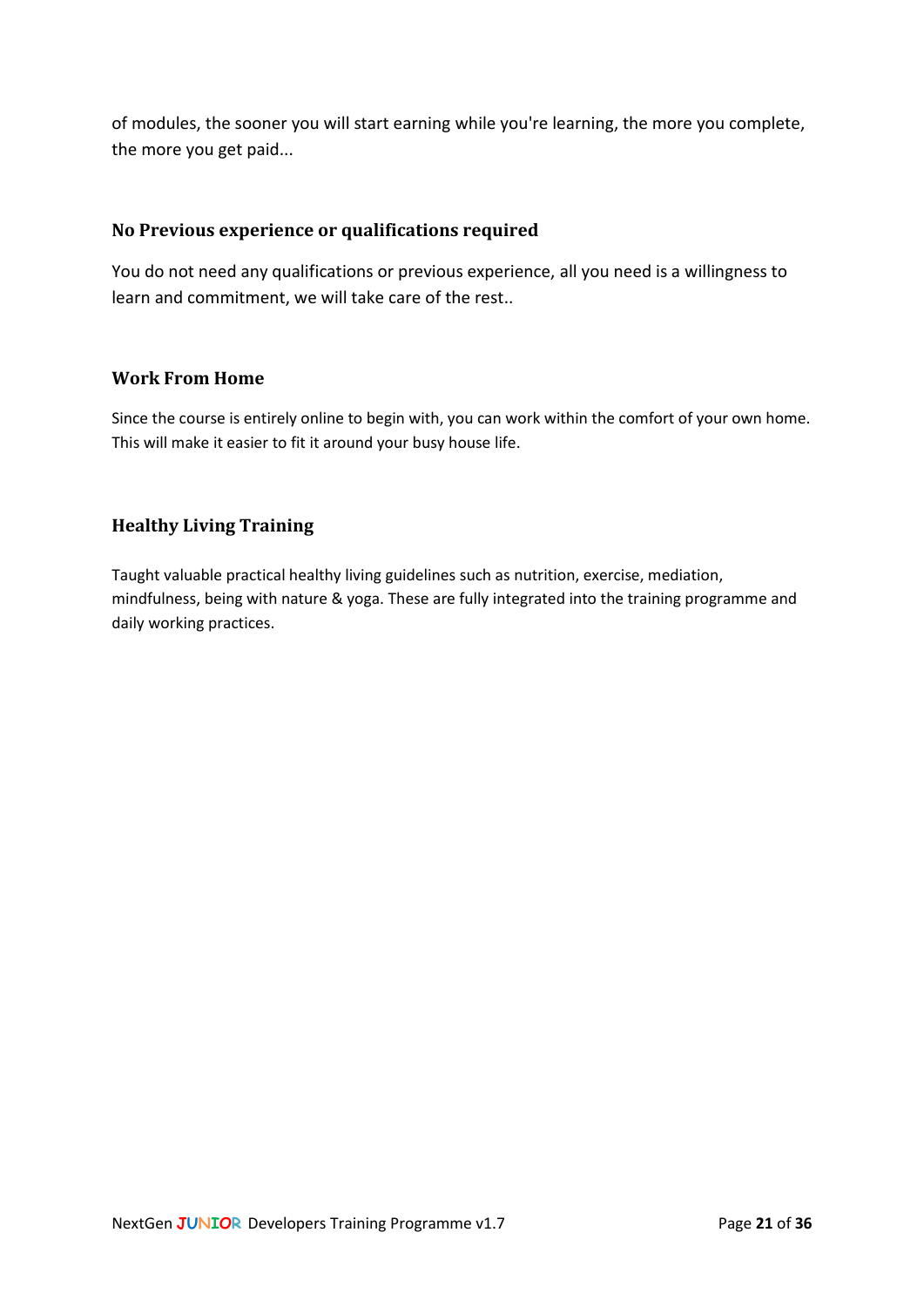of modules, the sooner you will start earning while you're learning, the more you complete, the more you get paid...

### No Previous experience or qualifications required

You do not need any qualifications or previous experience, all you need is a willingness to learn and commitment, we will take care of the rest..

### Work From Home

Since the course is entirely online to begin with, you can work within the comfort of your own home. This will make it easier to fit it around your busy house life.

### Healthy Living Training

Taught valuable practical healthy living guidelines such as nutrition, exercise, mediation, mindfulness, being with nature & yoga. These are fully integrated into the training programme and daily working practices.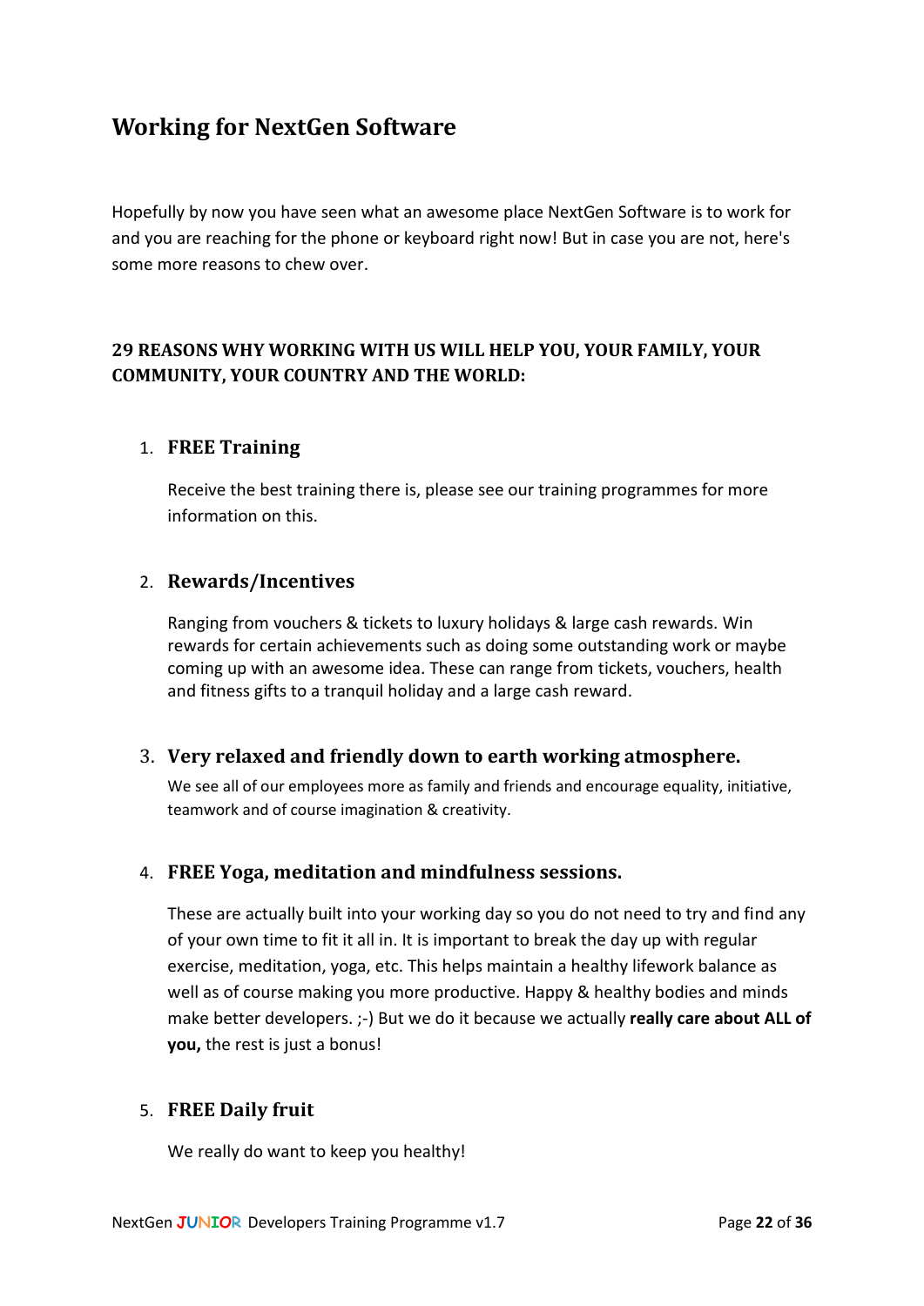## Working for NextGen Software

Hopefully by now you have seen what an awesome place NextGen Software is to work for and you are reaching for the phone or keyboard right now! But in case you are not, here's some more reasons to chew over.

**29 REASONS WHY WORKING WITH US WILL HELP YOU, YOUR FAMILY, YOUR COMMUNITY, YOUR COUNTRY AND THE WORLD:**

1. **FREE Training**

   Receive the best training there is, please see our training programmes for more information on this.

2. **Rewards/Incentives**

   Ranging from vouchers & tickets to luxury holidays & large cash rewards. Win rewards for certain achievements such as doing some outstanding work or maybe coming up with an awesome idea. These can range from tickets, vouchers, health and fitness gifts to a tranquil holiday and a large cash reward.

3. **Very relaxed and friendly down to earth working atmosphere.**

   We see all of our employees more as family and friends and encourage equality, initiative, teamwork and of course imagination & creativity.

4. **FREE Yoga, meditation and mindfulness sessions.**

   These are actually built into your working day so you do not need to try and find any of your own time to fit it all in. It is important to break the day up with regular exercise, meditation, yoga, etc. This helps maintain a healthy lifework balance as well as of course making you more productive. Happy & healthy bodies and minds make better developers. ;-) But we do it because we actually **really care about ALL of you,** the rest is just a bonus!

5. **FREE Daily fruit**

   We really do want to keep you healthy!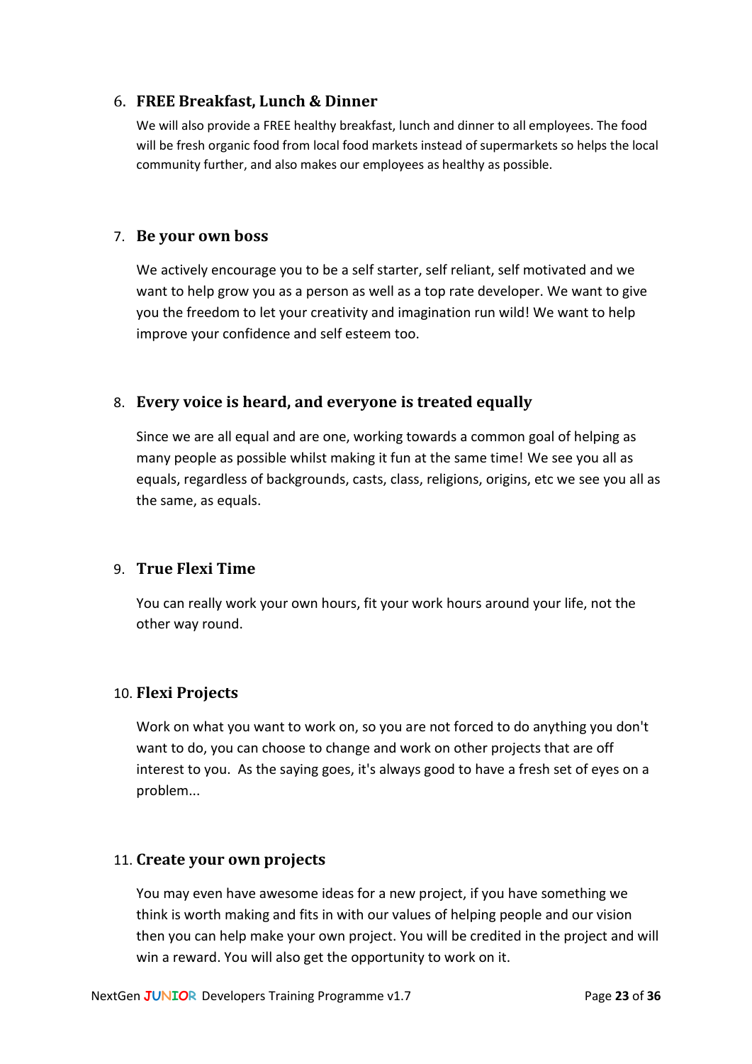6. **FREE Breakfast, Lunch & Dinner**

   We will also provide a FREE healthy breakfast, lunch and dinner to all employees. The food will be fresh organic food from local food markets instead of supermarkets so helps the local community further, and also makes our employees as healthy as possible.

7. **Be your own boss**

   We actively encourage you to be a self starter, self reliant, self motivated and we want to help grow you as a person as well as a top rate developer. We want to give you the freedom to let your creativity and imagination run wild! We want to help improve your confidence and self esteem too.

8. **Every voice is heard, and everyone is treated equally**

   Since we are all equal and are one, working towards a common goal of helping as many people as possible whilst making it fun at the same time! We see you all as equals, regardless of backgrounds, casts, class, religions, origins, etc we see you all as the same, as equals.

9. **True Flexi Time**

   You can really work your own hours, fit your work hours around your life, not the other way round.

10. **Flexi Projects**

    Work on what you want to work on, so you are not forced to do anything you don't want to do, you can choose to change and work on other projects that are off interest to you. As the saying goes, it's always good to have a fresh set of eyes on a problem...

11. **Create your own projects**

    You may even have awesome ideas for a new project, if you have something we think is worth making and fits in with our values of helping people and our vision then you can help make your own project. You will be credited in the project and will win a reward. You will also get the opportunity to work on it.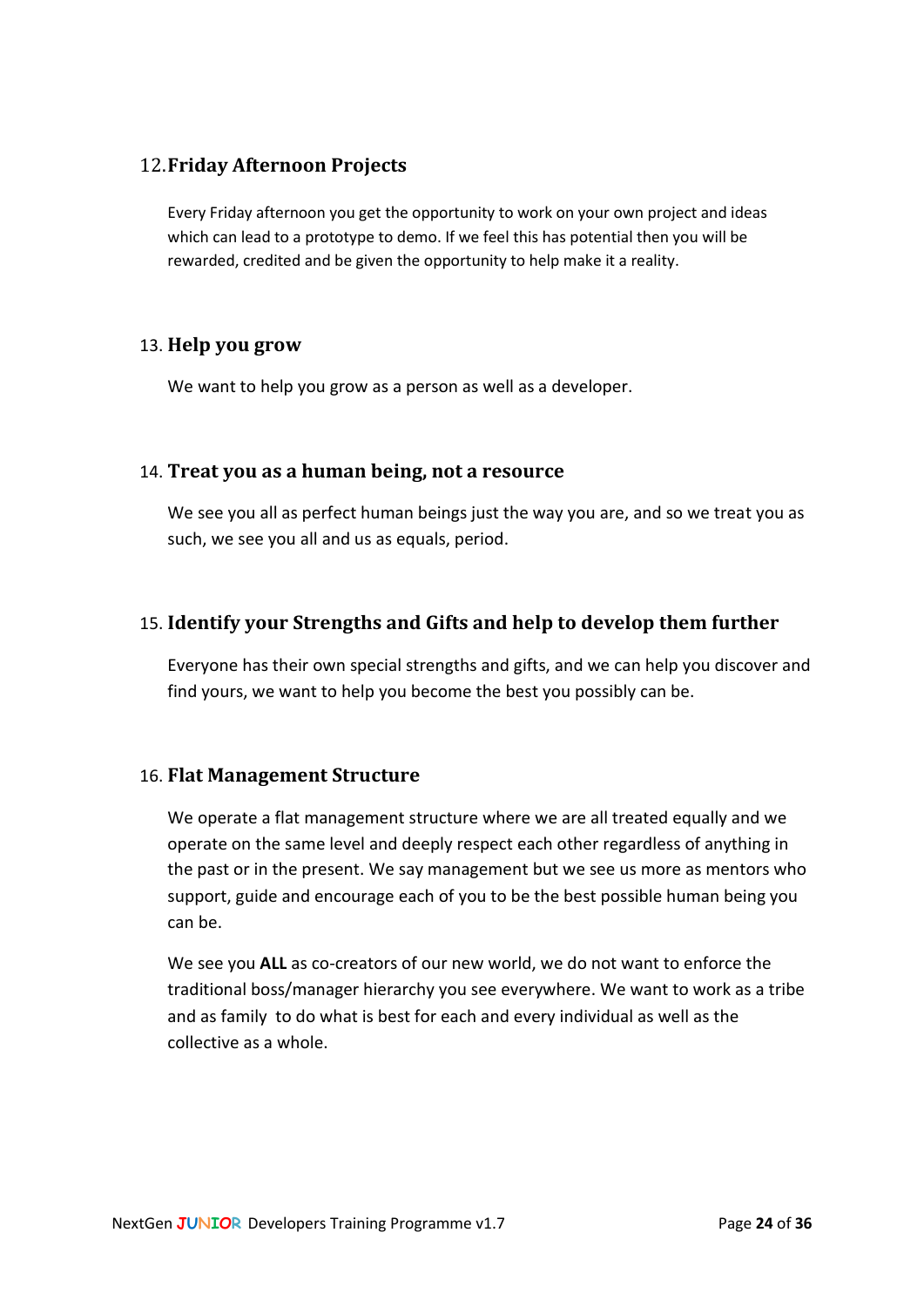### 12. Friday Afternoon Projects

Every Friday afternoon you get the opportunity to work on your own project and ideas which can lead to a prototype to demo. If we feel this has potential then you will be rewarded, credited and be given the opportunity to help make it a reality.

### 13. Help you grow

We want to help you grow as a person as well as a developer.

### 14. Treat you as a human being, not a resource

We see you all as perfect human beings just the way you are, and so we treat you as such, we see you all and us as equals, period.

### 15. Identify your Strengths and Gifts and help to develop them further

Everyone has their own special strengths and gifts, and we can help you discover and find yours, we want to help you become the best you possibly can be.

### 16. Flat Management Structure

We operate a flat management structure where we are all treated equally and we operate on the same level and deeply respect each other regardless of anything in the past or in the present. We say management but we see us more as mentors who support, guide and encourage each of you to be the best possible human being you can be.

We see you **ALL** as co-creators of our new world, we do not want to enforce the traditional boss/manager hierarchy you see everywhere. We want to work as a tribe and as family to do what is best for each and every individual as well as the collective as a whole.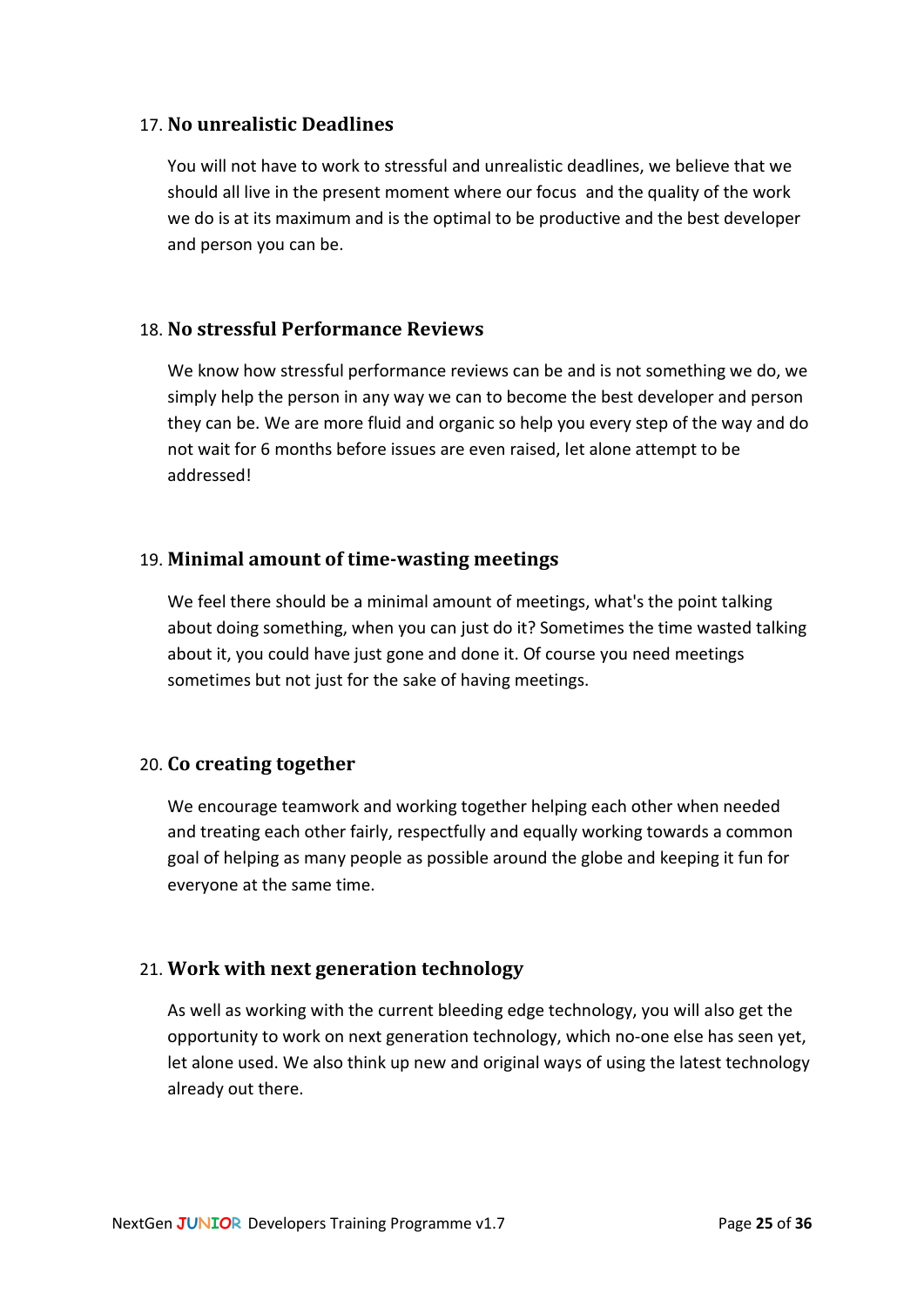17. **No unrealistic Deadlines**

    You will not have to work to stressful and unrealistic deadlines, we believe that we should all live in the present moment where our focus and the quality of the work we do is at its maximum and is the optimal to be productive and the best developer and person you can be.

18. **No stressful Performance Reviews**

    We know how stressful performance reviews can be and is not something we do, we simply help the person in any way we can to become the best developer and person they can be. We are more fluid and organic so help you every step of the way and do not wait for 6 months before issues are even raised, let alone attempt to be addressed!

19. **Minimal amount of time-wasting meetings**

    We feel there should be a minimal amount of meetings, what's the point talking about doing something, when you can just do it? Sometimes the time wasted talking about it, you could have just gone and done it. Of course you need meetings sometimes but not just for the sake of having meetings.

20. **Co creating together**

    We encourage teamwork and working together helping each other when needed and treating each other fairly, respectfully and equally working towards a common goal of helping as many people as possible around the globe and keeping it fun for everyone at the same time.

21. **Work with next generation technology**

    As well as working with the current bleeding edge technology, you will also get the opportunity to work on next generation technology, which no-one else has seen yet, let alone used. We also think up new and original ways of using the latest technology already out there.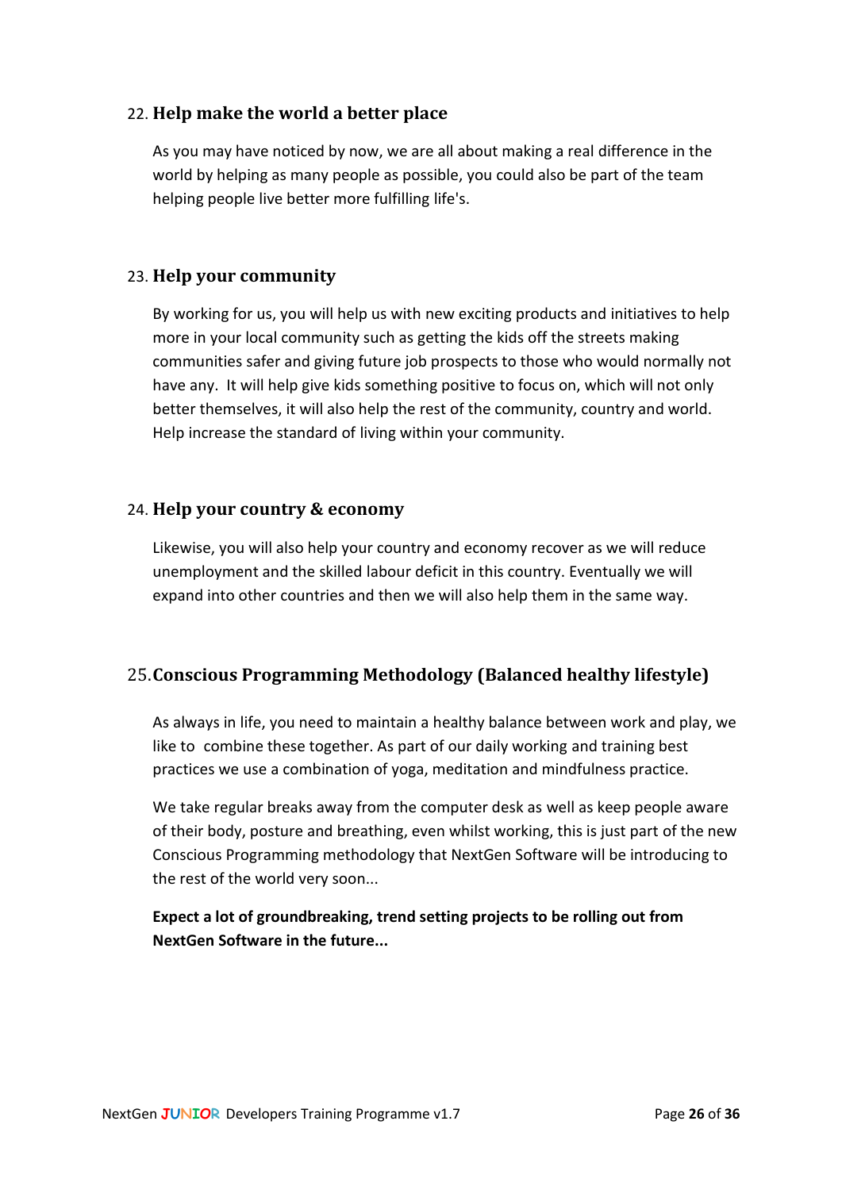### 22. Help make the world a better place

As you may have noticed by now, we are all about making a real difference in the world by helping as many people as possible, you could also be part of the team helping people live better more fulfilling life's.

### 23. Help your community

By working for us, you will help us with new exciting products and initiatives to help more in your local community such as getting the kids off the streets making communities safer and giving future job prospects to those who would normally not have any. It will help give kids something positive to focus on, which will not only better themselves, it will also help the rest of the community, country and world. Help increase the standard of living within your community.

### 24. Help your country & economy

Likewise, you will also help your country and economy recover as we will reduce unemployment and the skilled labour deficit in this country. Eventually we will expand into other countries and then we will also help them in the same way.

### 25. Conscious Programming Methodology (Balanced healthy lifestyle)

As always in life, you need to maintain a healthy balance between work and play, we like to combine these together. As part of our daily working and training best practices we use a combination of yoga, meditation and mindfulness practice.

We take regular breaks away from the computer desk as well as keep people aware of their body, posture and breathing, even whilst working, this is just part of the new Conscious Programming methodology that NextGen Software will be introducing to the rest of the world very soon...

**Expect a lot of groundbreaking, trend setting projects to be rolling out from NextGen Software in the future...**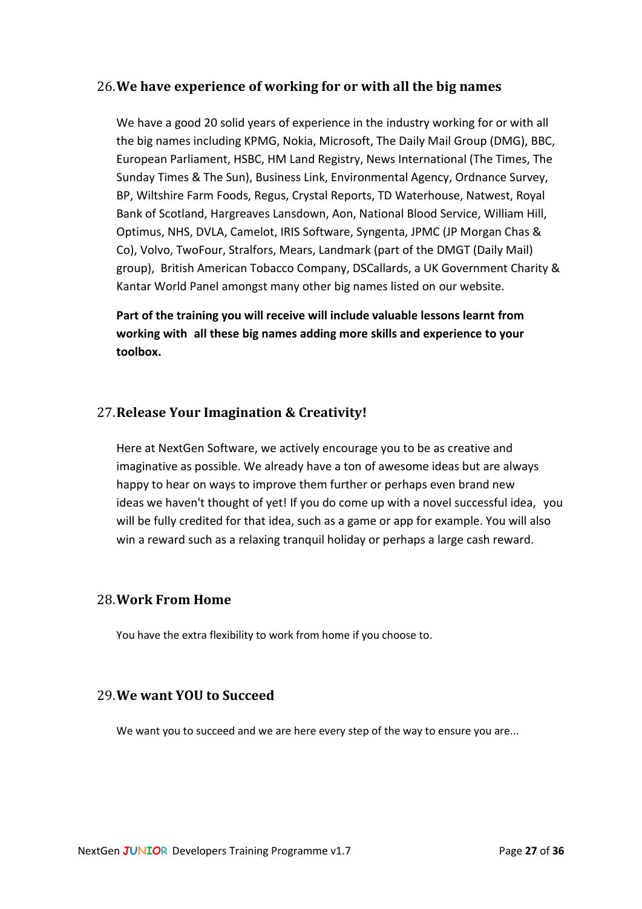## 26. We have experience of working for or with all the big names

We have a good 20 solid years of experience in the industry working for or with all the big names including KPMG, Nokia, Microsoft, The Daily Mail Group (DMG), BBC, European Parliament, HSBC, HM Land Registry, News International (The Times, The Sunday Times & The Sun), Business Link, Environmental Agency, Ordnance Survey, BP, Wiltshire Farm Foods, Regus, Crystal Reports, TD Waterhouse, Natwest, Royal Bank of Scotland, Hargreaves Lansdown, Aon, National Blood Service, William Hill, Optimus, NHS, DVLA, Camelot, IRIS Software, Syngenta, JPMC (JP Morgan Chas & Co), Volvo, TwoFour, Stralfors, Mears, Landmark (part of the DMGT (Daily Mail) group), British American Tobacco Company, DSCallards, a UK Government Charity & Kantar World Panel amongst many other big names listed on our website.

**Part of the training you will receive will include valuable lessons learnt from working with all these big names adding more skills and experience to your toolbox.**

## 27. Release Your Imagination & Creativity!

Here at NextGen Software, we actively encourage you to be as creative and imaginative as possible. We already have a ton of awesome ideas but are always happy to hear on ways to improve them further or perhaps even brand new ideas we haven't thought of yet! If you do come up with a novel successful idea, you will be fully credited for that idea, such as a game or app for example. You will also win a reward such as a relaxing tranquil holiday or perhaps a large cash reward.

## 28. Work From Home

You have the extra flexibility to work from home if you choose to.

## 29. We want YOU to Succeed

We want you to succeed and we are here every step of the way to ensure you are...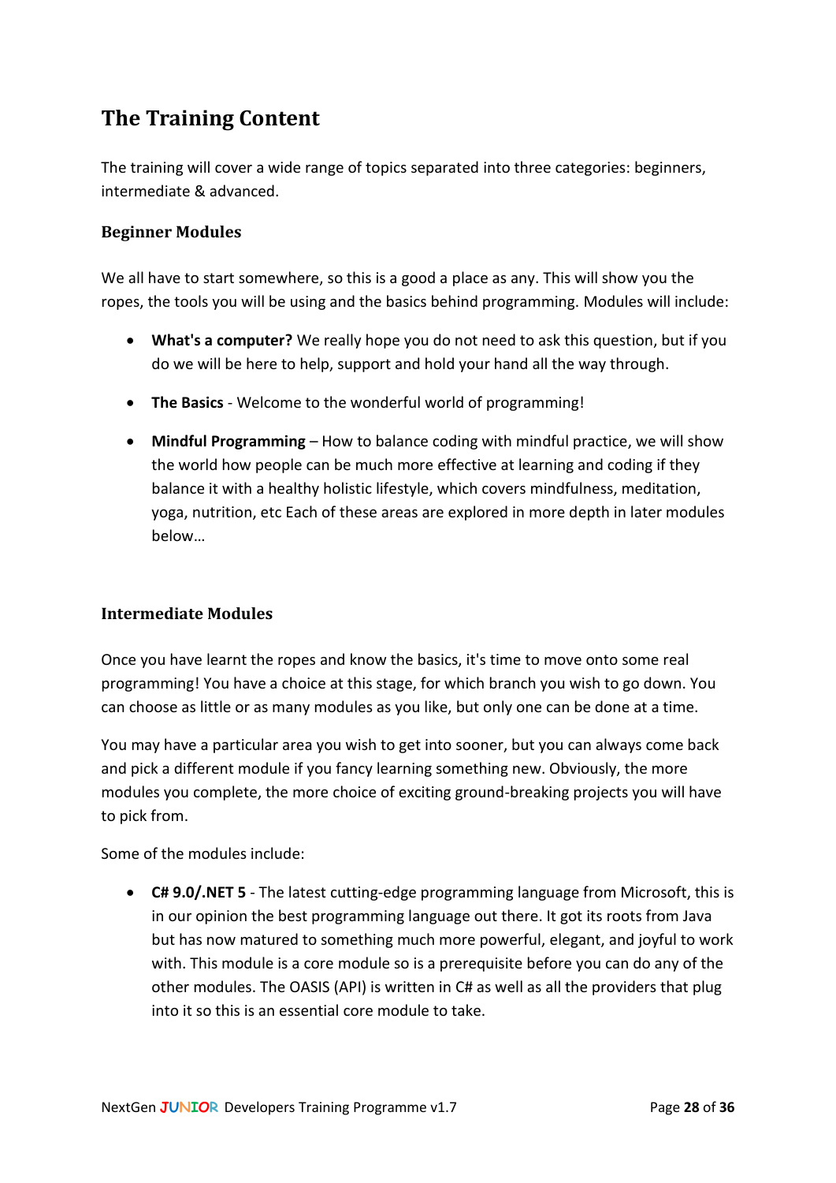## The Training Content

The training will cover a wide range of topics separated into three categories: beginners, intermediate & advanced.

### Beginner Modules

We all have to start somewhere, so this is a good a place as any. This will show you the ropes, the tools you will be using and the basics behind programming. Modules will include:

- **What's a computer?** We really hope you do not need to ask this question, but if you do we will be here to help, support and hold your hand all the way through.
- **The Basics** - Welcome to the wonderful world of programming!
- **Mindful Programming** – How to balance coding with mindful practice, we will show the world how people can be much more effective at learning and coding if they balance it with a healthy holistic lifestyle, which covers mindfulness, meditation, yoga, nutrition, etc Each of these areas are explored in more depth in later modules below…

### Intermediate Modules

Once you have learnt the ropes and know the basics, it's time to move onto some real programming! You have a choice at this stage, for which branch you wish to go down. You can choose as little or as many modules as you like, but only one can be done at a time.

You may have a particular area you wish to get into sooner, but you can always come back and pick a different module if you fancy learning something new. Obviously, the more modules you complete, the more choice of exciting ground-breaking projects you will have to pick from.

Some of the modules include:

- **C# 9.0/.NET 5** - The latest cutting-edge programming language from Microsoft, this is in our opinion the best programming language out there. It got its roots from Java but has now matured to something much more powerful, elegant, and joyful to work with. This module is a core module so is a prerequisite before you can do any of the other modules. The OASIS (API) is written in C# as well as all the providers that plug into it so this is an essential core module to take.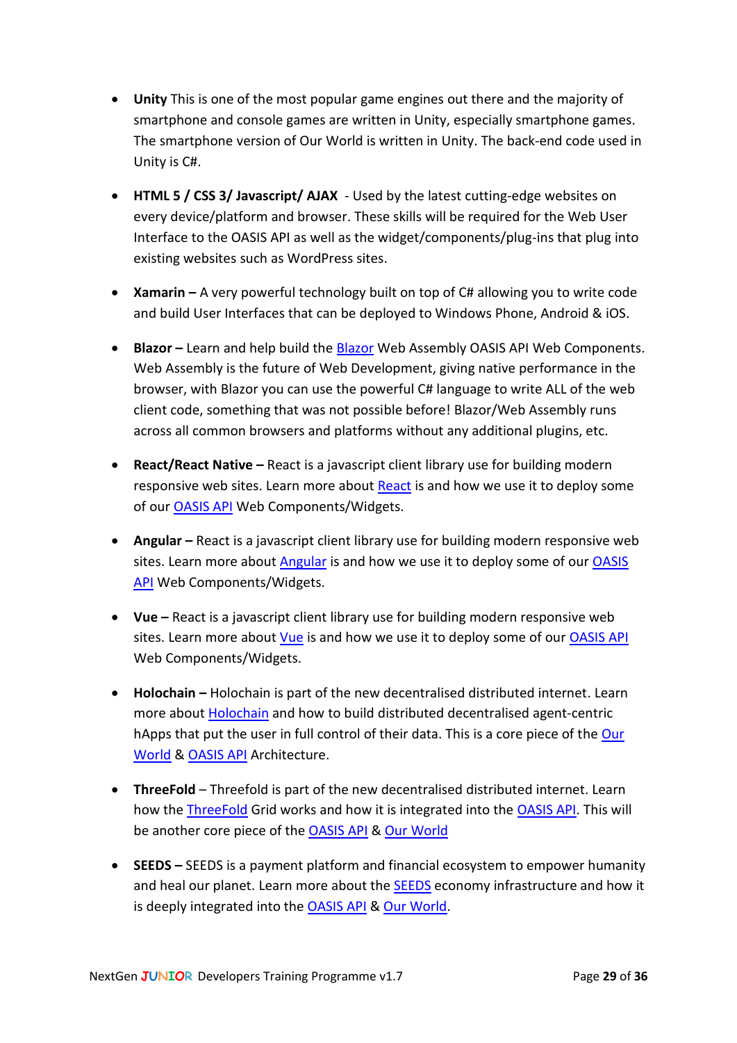- **Unity** This is one of the most popular game engines out there and the majority of smartphone and console games are written in Unity, especially smartphone games. The smartphone version of Our World is written in Unity. The back-end code used in Unity is C#.

- **HTML 5 / CSS 3/ Javascript/ AJAX** - Used by the latest cutting-edge websites on every device/platform and browser. These skills will be required for the Web User Interface to the OASIS API as well as the widget/components/plug-ins that plug into existing websites such as WordPress sites.

- **Xamarin –** A very powerful technology built on top of C# allowing you to write code and build User Interfaces that can be deployed to Windows Phone, Android & iOS.

- **Blazor –** Learn and help build the Blazor Web Assembly OASIS API Web Components. Web Assembly is the future of Web Development, giving native performance in the browser, with Blazor you can use the powerful C# language to write ALL of the web client code, something that was not possible before! Blazor/Web Assembly runs across all common browsers and platforms without any additional plugins, etc.

- **React/React Native –** React is a javascript client library use for building modern responsive web sites. Learn more about React is and how we use it to deploy some of our OASIS API Web Components/Widgets.

- **Angular –** React is a javascript client library use for building modern responsive web sites. Learn more about Angular is and how we use it to deploy some of our OASIS API Web Components/Widgets.

- **Vue –** React is a javascript client library use for building modern responsive web sites. Learn more about Vue is and how we use it to deploy some of our OASIS API Web Components/Widgets.

- **Holochain –** Holochain is part of the new decentralised distributed internet. Learn more about Holochain and how to build distributed decentralised agent-centric hApps that put the user in full control of their data. This is a core piece of the Our World & OASIS API Architecture.

- **ThreeFold** – Threefold is part of the new decentralised distributed internet. Learn how the ThreeFold Grid works and how it is integrated into the OASIS API. This will be another core piece of the OASIS API & Our World

- **SEEDS –** SEEDS is a payment platform and financial ecosystem to empower humanity and heal our planet. Learn more about the SEEDS economy infrastructure and how it is deeply integrated into the OASIS API & Our World.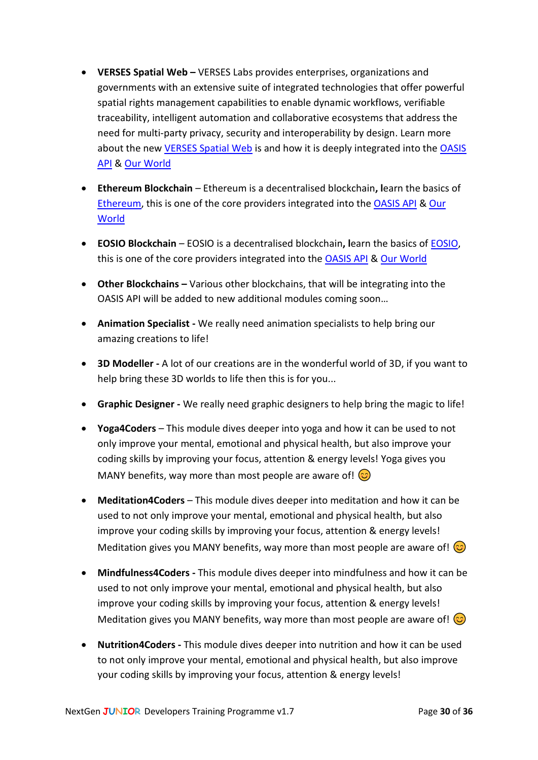- **VERSES Spatial Web –** VERSES Labs provides enterprises, organizations and governments with an extensive suite of integrated technologies that offer powerful spatial rights management capabilities to enable dynamic workflows, verifiable traceability, intelligent automation and collaborative ecosystems that address the need for multi-party privacy, security and interoperability by design. Learn more about the new VERSES Spatial Web is and how it is deeply integrated into the OASIS API & Our World

- **Ethereum Blockchain** – Ethereum is a decentralised blockchain**, l**earn the basics of Ethereum, this is one of the core providers integrated into the OASIS API & Our World

- **EOSIO Blockchain** – EOSIO is a decentralised blockchain**, l**earn the basics of EOSIO, this is one of the core providers integrated into the OASIS API & Our World

- **Other Blockchains –** Various other blockchains, that will be integrating into the OASIS API will be added to new additional modules coming soon…

- **Animation Specialist -** We really need animation specialists to help bring our amazing creations to life!

- **3D Modeller -** A lot of our creations are in the wonderful world of 3D, if you want to help bring these 3D worlds to life then this is for you...

- **Graphic Designer -** We really need graphic designers to help bring the magic to life!

- **Yoga4Coders** – This module dives deeper into yoga and how it can be used to not only improve your mental, emotional and physical health, but also improve your coding skills by improving your focus, attention & energy levels! Yoga gives you MANY benefits, way more than most people are aware of! 😊

- **Meditation4Coders** – This module dives deeper into meditation and how it can be used to not only improve your mental, emotional and physical health, but also improve your coding skills by improving your focus, attention & energy levels! Meditation gives you MANY benefits, way more than most people are aware of! 😊

- **Mindfulness4Coders -** This module dives deeper into mindfulness and how it can be used to not only improve your mental, emotional and physical health, but also improve your coding skills by improving your focus, attention & energy levels! Meditation gives you MANY benefits, way more than most people are aware of! 😊

- **Nutrition4Coders -** This module dives deeper into nutrition and how it can be used to not only improve your mental, emotional and physical health, but also improve your coding skills by improving your focus, attention & energy levels!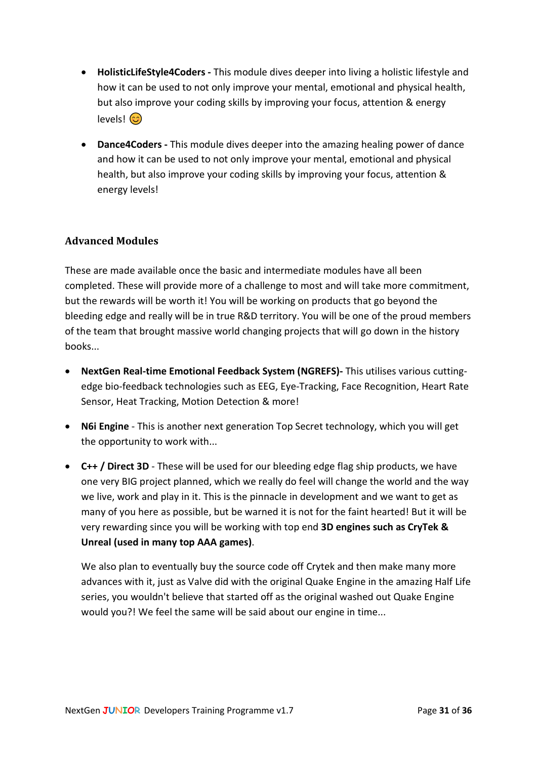- **HolisticLifeStyle4Coders -** This module dives deeper into living a holistic lifestyle and how it can be used to not only improve your mental, emotional and physical health, but also improve your coding skills by improving your focus, attention & energy levels! 😊

- **Dance4Coders -** This module dives deeper into the amazing healing power of dance and how it can be used to not only improve your mental, emotional and physical health, but also improve your coding skills by improving your focus, attention & energy levels!

### Advanced Modules

These are made available once the basic and intermediate modules have all been completed. These will provide more of a challenge to most and will take more commitment, but the rewards will be worth it! You will be working on products that go beyond the bleeding edge and really will be in true R&D territory. You will be one of the proud members of the team that brought massive world changing projects that will go down in the history books...

- **NextGen Real-time Emotional Feedback System (NGREFS)-** This utilises various cutting-edge bio-feedback technologies such as EEG, Eye-Tracking, Face Recognition, Heart Rate Sensor, Heat Tracking, Motion Detection & more!

- **N6i Engine** - This is another next generation Top Secret technology, which you will get the opportunity to work with...

- **C++ / Direct 3D** - These will be used for our bleeding edge flag ship products, we have one very BIG project planned, which we really do feel will change the world and the way we live, work and play in it. This is the pinnacle in development and we want to get as many of you here as possible, but be warned it is not for the faint hearted! But it will be very rewarding since you will be working with top end **3D engines such as CryTek & Unreal (used in many top AAA games)**.

  We also plan to eventually buy the source code off Crytek and then make many more advances with it, just as Valve did with the original Quake Engine in the amazing Half Life series, you wouldn't believe that started off as the original washed out Quake Engine would you?! We feel the same will be said about our engine in time...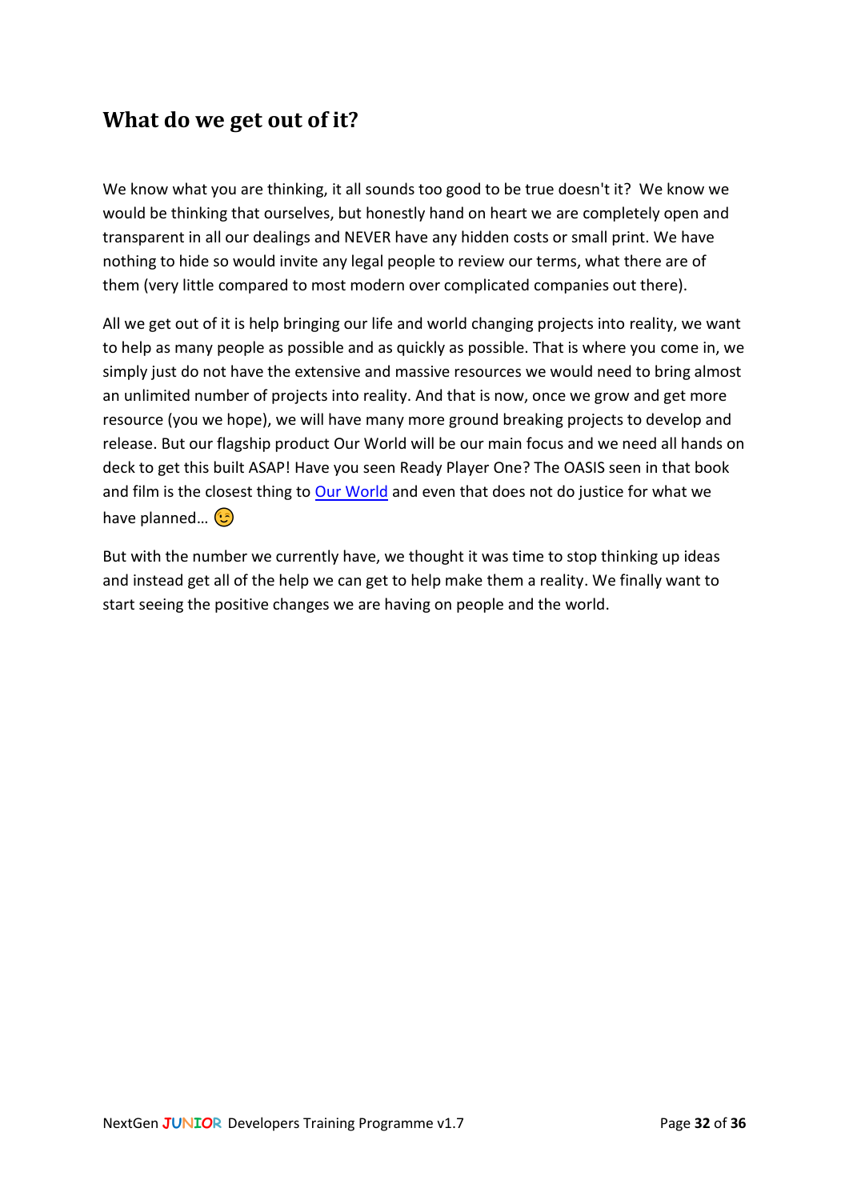## What do we get out of it?

We know what you are thinking, it all sounds too good to be true doesn't it?  We know we would be thinking that ourselves, but honestly hand on heart we are completely open and transparent in all our dealings and NEVER have any hidden costs or small print. We have nothing to hide so would invite any legal people to review our terms, what there are of them (very little compared to most modern over complicated companies out there).

All we get out of it is help bringing our life and world changing projects into reality, we want to help as many people as possible and as quickly as possible. That is where you come in, we simply just do not have the extensive and massive resources we would need to bring almost an unlimited number of projects into reality. And that is now, once we grow and get more resource (you we hope), we will have many more ground breaking projects to develop and release. But our flagship product Our World will be our main focus and we need all hands on deck to get this built ASAP! Have you seen Ready Player One? The OASIS seen in that book and film is the closest thing to Our World and even that does not do justice for what we have planned… 😉

But with the number we currently have, we thought it was time to stop thinking up ideas and instead get all of the help we can get to help make them a reality. We finally want to start seeing the positive changes we are having on people and the world.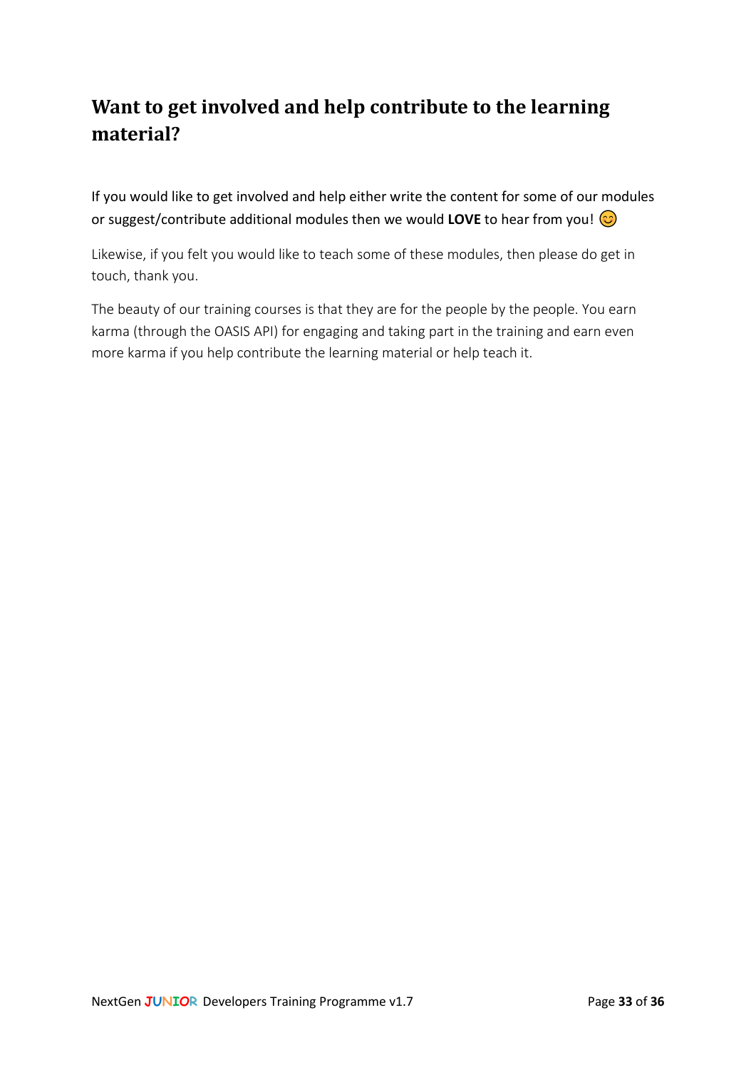## Want to get involved and help contribute to the learning material?

If you would like to get involved and help either write the content for some of our modules or suggest/contribute additional modules then we would **LOVE** to hear from you! 😊

Likewise, if you felt you would like to teach some of these modules, then please do get in touch, thank you.

The beauty of our training courses is that they are for the people by the people. You earn karma (through the OASIS API) for engaging and taking part in the training and earn even more karma if you help contribute the learning material or help teach it.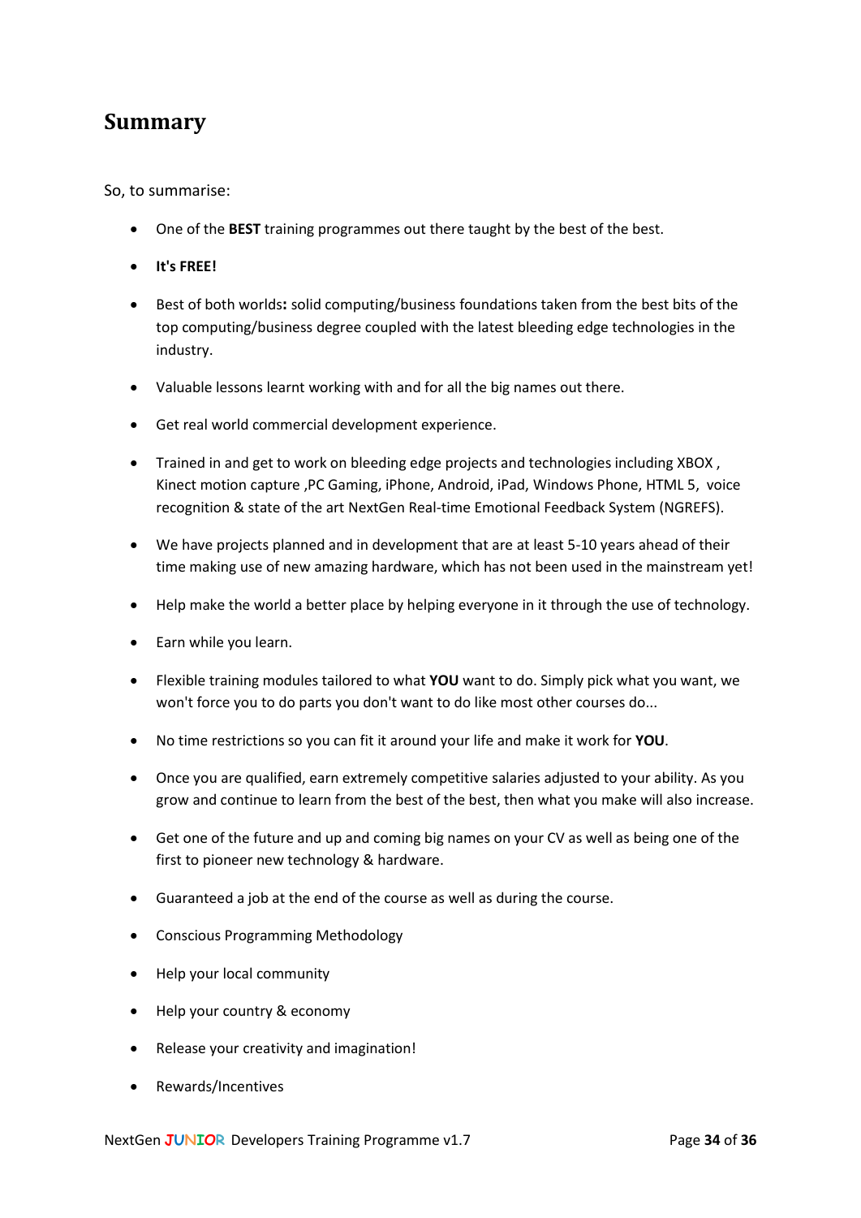## Summary

So, to summarise:

- One of the **BEST** training programmes out there taught by the best of the best.
- **It's FREE!**
- Best of both worlds**:** solid computing/business foundations taken from the best bits of the top computing/business degree coupled with the latest bleeding edge technologies in the industry.
- Valuable lessons learnt working with and for all the big names out there.
- Get real world commercial development experience.
- Trained in and get to work on bleeding edge projects and technologies including XBOX , Kinect motion capture ,PC Gaming, iPhone, Android, iPad, Windows Phone, HTML 5, voice recognition & state of the art NextGen Real-time Emotional Feedback System (NGREFS).
- We have projects planned and in development that are at least 5-10 years ahead of their time making use of new amazing hardware, which has not been used in the mainstream yet!
- Help make the world a better place by helping everyone in it through the use of technology.
- Earn while you learn.
- Flexible training modules tailored to what **YOU** want to do. Simply pick what you want, we won't force you to do parts you don't want to do like most other courses do...
- No time restrictions so you can fit it around your life and make it work for **YOU**.
- Once you are qualified, earn extremely competitive salaries adjusted to your ability. As you grow and continue to learn from the best of the best, then what you make will also increase.
- Get one of the future and up and coming big names on your CV as well as being one of the first to pioneer new technology & hardware.
- Guaranteed a job at the end of the course as well as during the course.
- Conscious Programming Methodology
- Help your local community
- Help your country & economy
- Release your creativity and imagination!
- Rewards/Incentives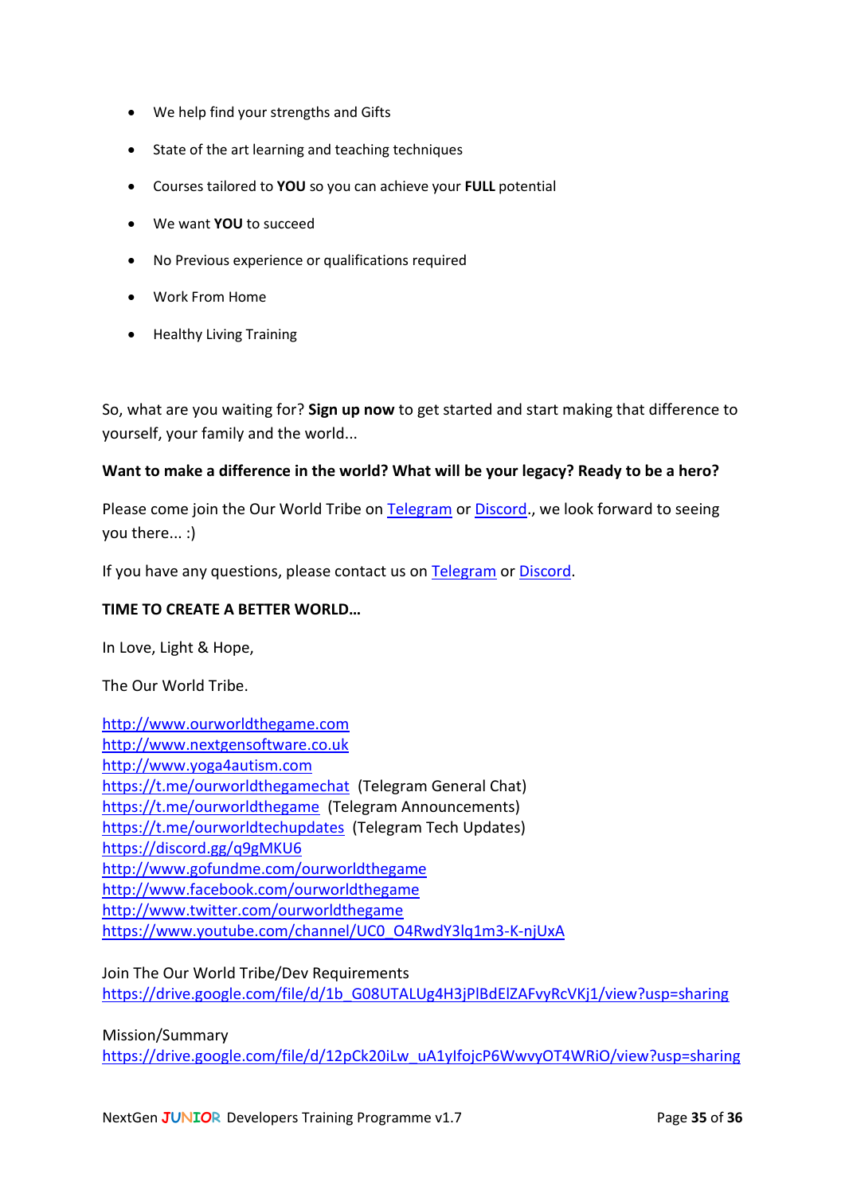- We help find your strengths and Gifts
- State of the art learning and teaching techniques
- Courses tailored to **YOU** so you can achieve your **FULL** potential
- We want **YOU** to succeed
- No Previous experience or qualifications required
- Work From Home
- Healthy Living Training

So, what are you waiting for? **Sign up now** to get started and start making that difference to yourself, your family and the world...

**Want to make a difference in the world? What will be your legacy? Ready to be a hero?**

Please come join the Our World Tribe on Telegram or Discord., we look forward to seeing you there... :)

If you have any questions, please contact us on Telegram or Discord.

**TIME TO CREATE A BETTER WORLD…**

In Love, Light & Hope,

The Our World Tribe.

http://www.ourworldthegame.com
http://www.nextgensoftware.co.uk
http://www.yoga4autism.com
https://t.me/ourworldthegamechat (Telegram General Chat)
https://t.me/ourworldthegame (Telegram Announcements)
https://t.me/ourworldtechupdates (Telegram Tech Updates)
https://discord.gg/q9gMKU6
http://www.gofundme.com/ourworldthegame
http://www.facebook.com/ourworldthegame
http://www.twitter.com/ourworldthegame
https://www.youtube.com/channel/UC0_O4RwdY3lq1m3-K-njUxA

Join The Our World Tribe/Dev Requirements
https://drive.google.com/file/d/1b_G08UTALUg4H3jPlBdElZAFvyRcVKj1/view?usp=sharing

Mission/Summary
https://drive.google.com/file/d/12pCk20iLw_uA1ylfojcP6WwvyOT4WRiO/view?usp=sharing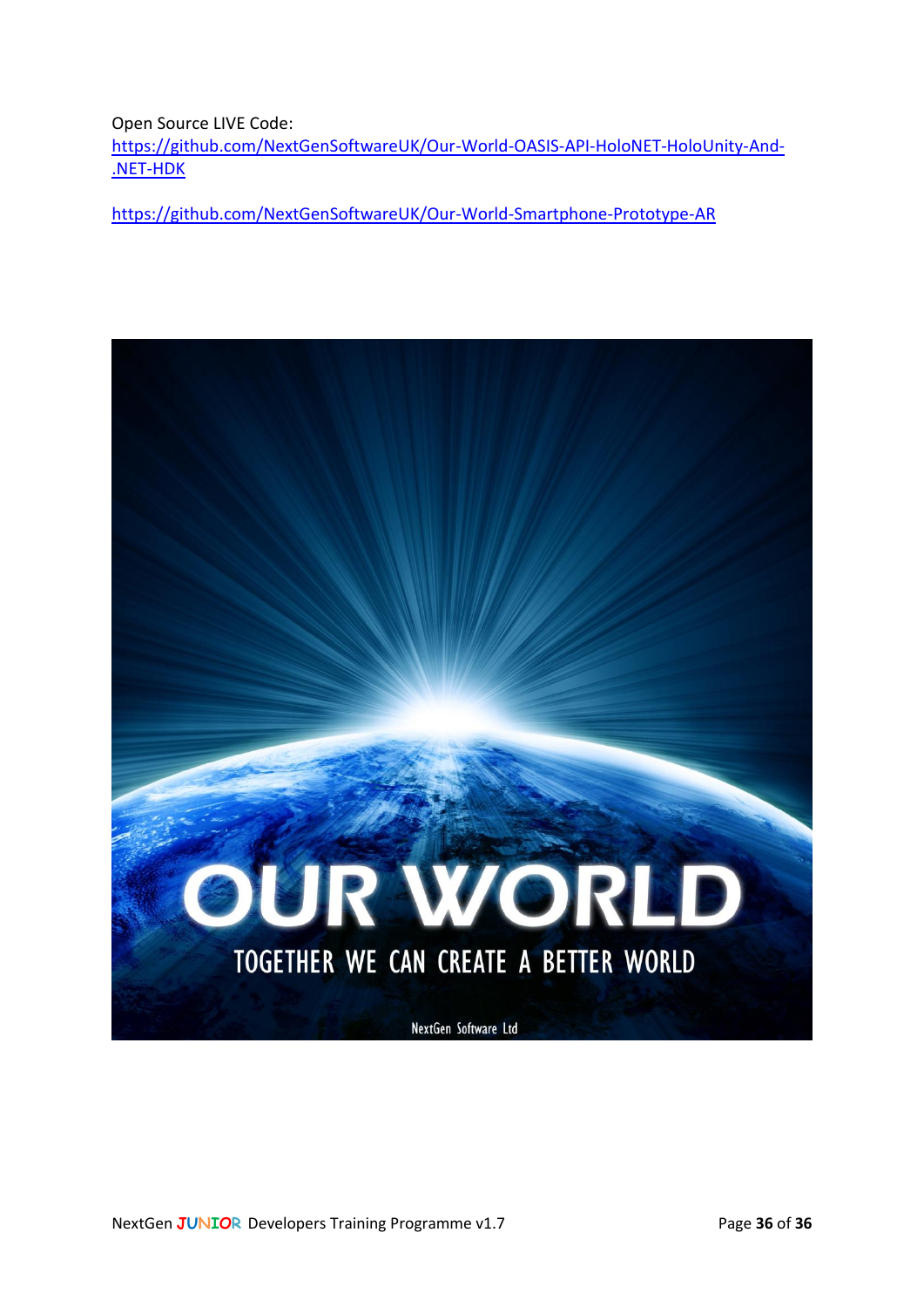Open Source LIVE Code:
https://github.com/NextGenSoftwareUK/Our-World-OASIS-API-HoloNET-HoloUnity-And-.NET-HDK

https://github.com/NextGenSoftwareUK/Our-World-Smartphone-Prototype-AR